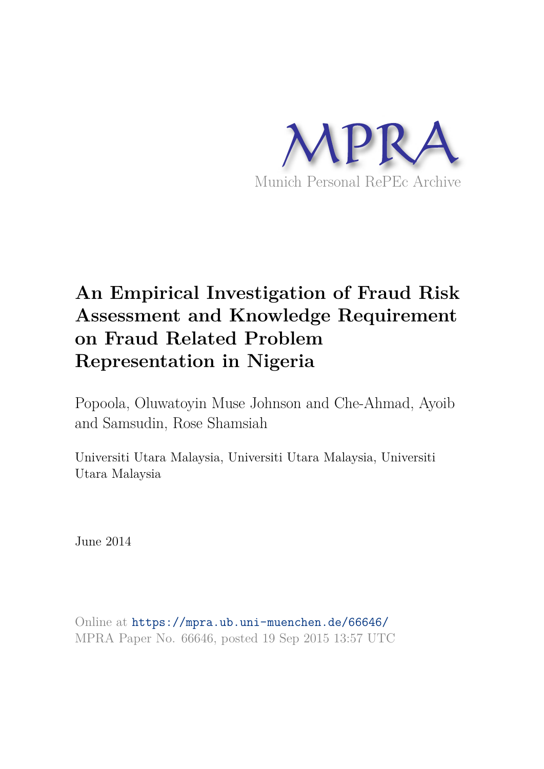MPRA

Munich Personal RePEc Archive

# An Empirical Investigation of Fraud Risk Assessment and Knowledge Requirement on Fraud Related Problem Representation in Nigeria

Popoola, Oluwatoyin Muse Johnson and Che-Ahmad, Ayoib and Samsudin, Rose Shamsiah

Universiti Utara Malaysia, Universiti Utara Malaysia, Universiti Utara Malaysia

June 2014

Online at https://mpra.ub.uni-muenchen.de/66646/

MPRA Paper No. 66646, posted 19 Sep 2015 13:57 UTC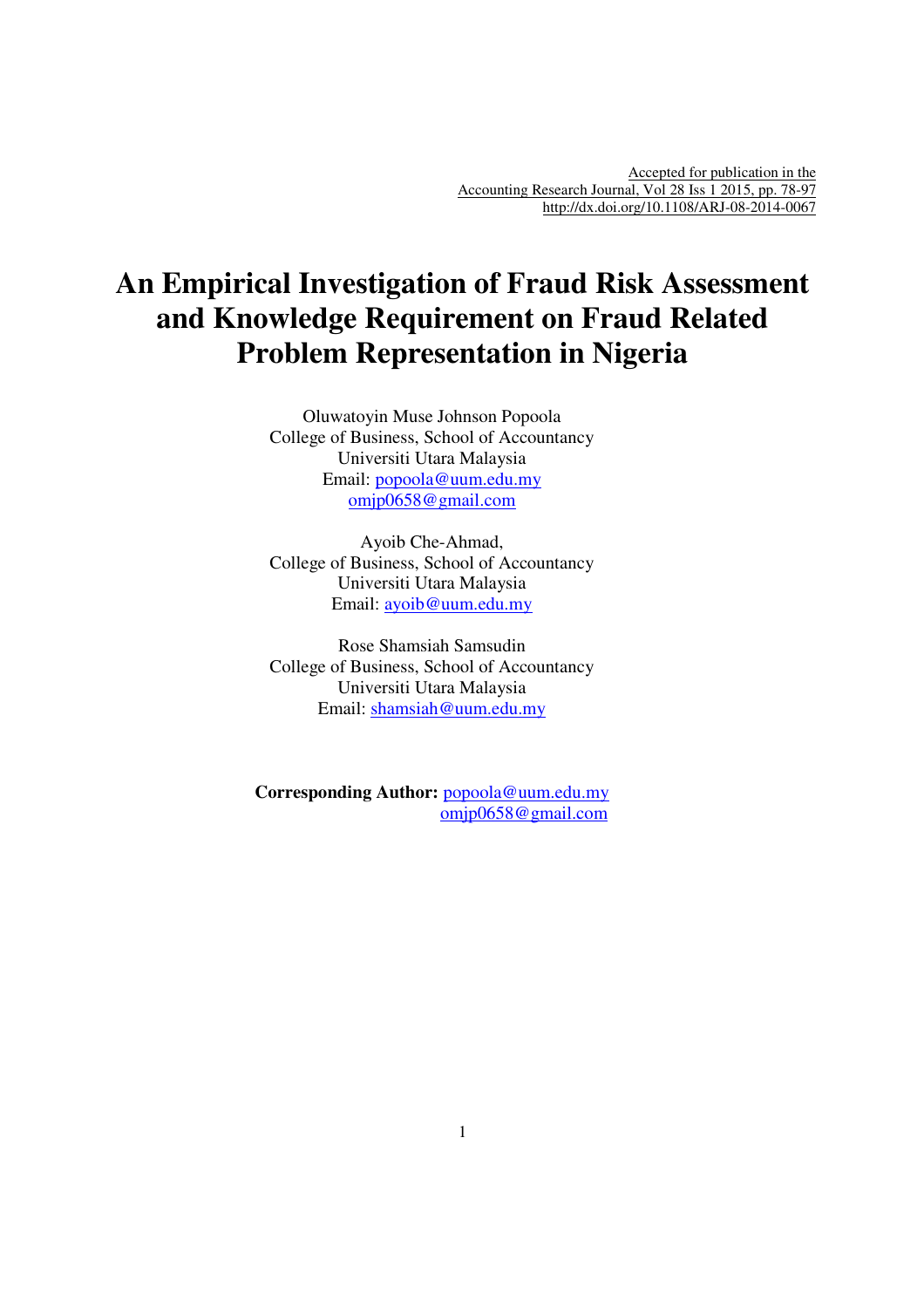Accepted for publication in the
Accounting Research Journal, Vol 28 Iss 1 2015, pp. 78-97
http://dx.doi.org/10.1108/ARJ-08-2014-0067

# An Empirical Investigation of Fraud Risk Assessment and Knowledge Requirement on Fraud Related Problem Representation in Nigeria

Oluwatoyin Muse Johnson Popoola
College of Business, School of Accountancy
Universiti Utara Malaysia
Email: popoola@uum.edu.my
omjp0658@gmail.com

Ayoib Che-Ahmad,
College of Business, School of Accountancy
Universiti Utara Malaysia
Email: ayoib@uum.edu.my

Rose Shamsiah Samsudin
College of Business, School of Accountancy
Universiti Utara Malaysia
Email: shamsiah@uum.edu.my

**Corresponding Author:** popoola@uum.edu.my
omjp0658@gmail.com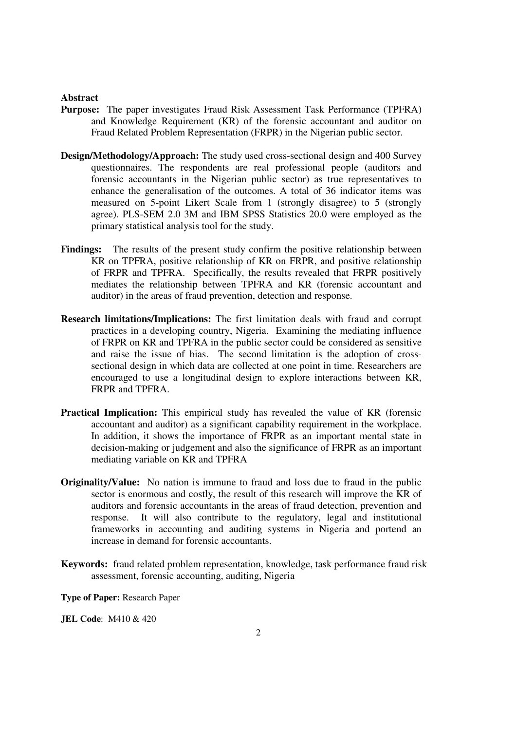**Abstract**

**Purpose:** The paper investigates Fraud Risk Assessment Task Performance (TPFRA) and Knowledge Requirement (KR) of the forensic accountant and auditor on Fraud Related Problem Representation (FRPR) in the Nigerian public sector.

**Design/Methodology/Approach:** The study used cross-sectional design and 400 Survey questionnaires. The respondents are real professional people (auditors and forensic accountants in the Nigerian public sector) as true representatives to enhance the generalisation of the outcomes. A total of 36 indicator items was measured on 5-point Likert Scale from 1 (strongly disagree) to 5 (strongly agree). PLS-SEM 2.0 3M and IBM SPSS Statistics 20.0 were employed as the primary statistical analysis tool for the study.

**Findings:** The results of the present study confirm the positive relationship between KR on TPFRA, positive relationship of KR on FRPR, and positive relationship of FRPR and TPFRA. Specifically, the results revealed that FRPR positively mediates the relationship between TPFRA and KR (forensic accountant and auditor) in the areas of fraud prevention, detection and response.

**Research limitations/Implications:** The first limitation deals with fraud and corrupt practices in a developing country, Nigeria. Examining the mediating influence of FRPR on KR and TPFRA in the public sector could be considered as sensitive and raise the issue of bias. The second limitation is the adoption of cross-sectional design in which data are collected at one point in time. Researchers are encouraged to use a longitudinal design to explore interactions between KR, FRPR and TPFRA.

**Practical Implication:** This empirical study has revealed the value of KR (forensic accountant and auditor) as a significant capability requirement in the workplace. In addition, it shows the importance of FRPR as an important mental state in decision-making or judgement and also the significance of FRPR as an important mediating variable on KR and TPFRA

**Originality/Value:** No nation is immune to fraud and loss due to fraud in the public sector is enormous and costly, the result of this research will improve the KR of auditors and forensic accountants in the areas of fraud detection, prevention and response. It will also contribute to the regulatory, legal and institutional frameworks in accounting and auditing systems in Nigeria and portend an increase in demand for forensic accountants.

**Keywords:** fraud related problem representation, knowledge, task performance fraud risk assessment, forensic accounting, auditing, Nigeria

**Type of Paper:** Research Paper

**JEL Code**: M410 & 420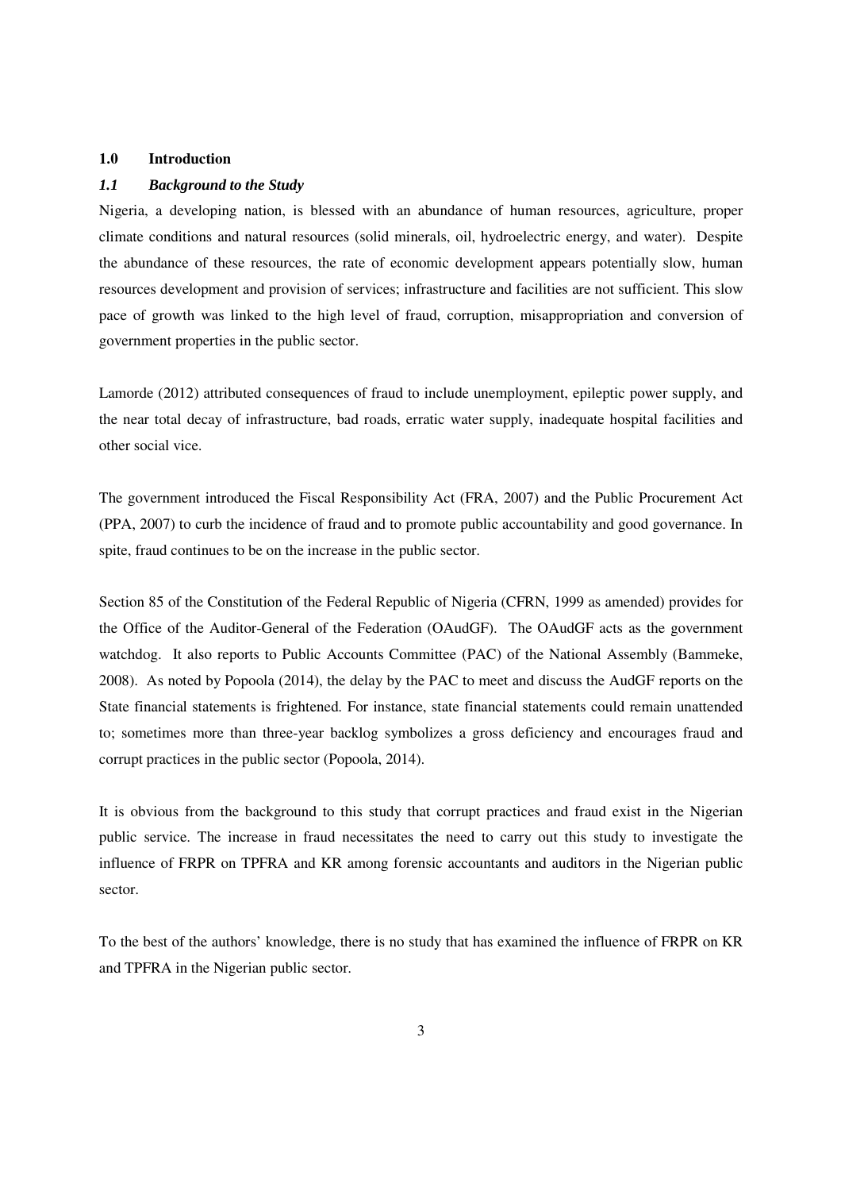## 1.0 Introduction

### *1.1 Background to the Study*

Nigeria, a developing nation, is blessed with an abundance of human resources, agriculture, proper climate conditions and natural resources (solid minerals, oil, hydroelectric energy, and water). Despite the abundance of these resources, the rate of economic development appears potentially slow, human resources development and provision of services; infrastructure and facilities are not sufficient. This slow pace of growth was linked to the high level of fraud, corruption, misappropriation and conversion of government properties in the public sector.

Lamorde (2012) attributed consequences of fraud to include unemployment, epileptic power supply, and the near total decay of infrastructure, bad roads, erratic water supply, inadequate hospital facilities and other social vice.

The government introduced the Fiscal Responsibility Act (FRA, 2007) and the Public Procurement Act (PPA, 2007) to curb the incidence of fraud and to promote public accountability and good governance. In spite, fraud continues to be on the increase in the public sector.

Section 85 of the Constitution of the Federal Republic of Nigeria (CFRN, 1999 as amended) provides for the Office of the Auditor-General of the Federation (OAudGF). The OAudGF acts as the government watchdog. It also reports to Public Accounts Committee (PAC) of the National Assembly (Bammeke, 2008). As noted by Popoola (2014), the delay by the PAC to meet and discuss the AudGF reports on the State financial statements is frightened. For instance, state financial statements could remain unattended to; sometimes more than three-year backlog symbolizes a gross deficiency and encourages fraud and corrupt practices in the public sector (Popoola, 2014).

It is obvious from the background to this study that corrupt practices and fraud exist in the Nigerian public service. The increase in fraud necessitates the need to carry out this study to investigate the influence of FRPR on TPFRA and KR among forensic accountants and auditors in the Nigerian public sector.

To the best of the authors' knowledge, there is no study that has examined the influence of FRPR on KR and TPFRA in the Nigerian public sector.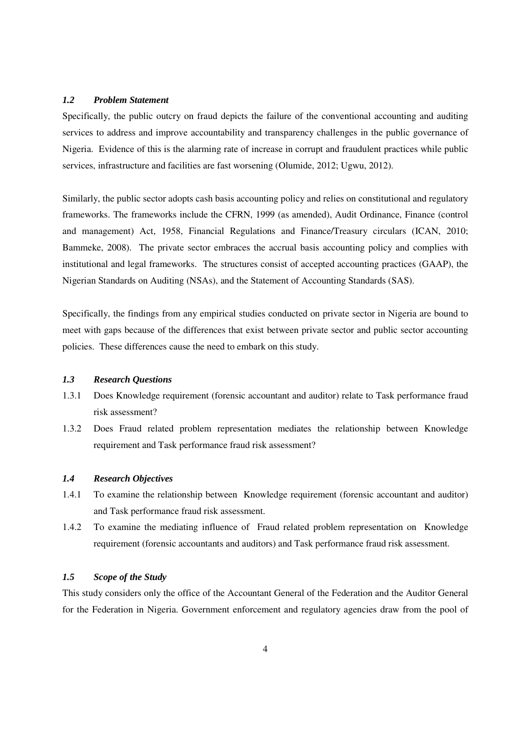### *1.2 Problem Statement*

Specifically, the public outcry on fraud depicts the failure of the conventional accounting and auditing services to address and improve accountability and transparency challenges in the public governance of Nigeria. Evidence of this is the alarming rate of increase in corrupt and fraudulent practices while public services, infrastructure and facilities are fast worsening (Olumide, 2012; Ugwu, 2012).

Similarly, the public sector adopts cash basis accounting policy and relies on constitutional and regulatory frameworks. The frameworks include the CFRN, 1999 (as amended), Audit Ordinance, Finance (control and management) Act, 1958, Financial Regulations and Finance/Treasury circulars (ICAN, 2010; Bammeke, 2008). The private sector embraces the accrual basis accounting policy and complies with institutional and legal frameworks. The structures consist of accepted accounting practices (GAAP), the Nigerian Standards on Auditing (NSAs), and the Statement of Accounting Standards (SAS).

Specifically, the findings from any empirical studies conducted on private sector in Nigeria are bound to meet with gaps because of the differences that exist between private sector and public sector accounting policies. These differences cause the need to embark on this study.

### *1.3 Research Questions*

1.3.1 Does Knowledge requirement (forensic accountant and auditor) relate to Task performance fraud risk assessment?

1.3.2 Does Fraud related problem representation mediates the relationship between Knowledge requirement and Task performance fraud risk assessment?

### *1.4 Research Objectives*

1.4.1 To examine the relationship between Knowledge requirement (forensic accountant and auditor) and Task performance fraud risk assessment.

1.4.2 To examine the mediating influence of Fraud related problem representation on Knowledge requirement (forensic accountants and auditors) and Task performance fraud risk assessment.

### *1.5 Scope of the Study*

This study considers only the office of the Accountant General of the Federation and the Auditor General for the Federation in Nigeria. Government enforcement and regulatory agencies draw from the pool of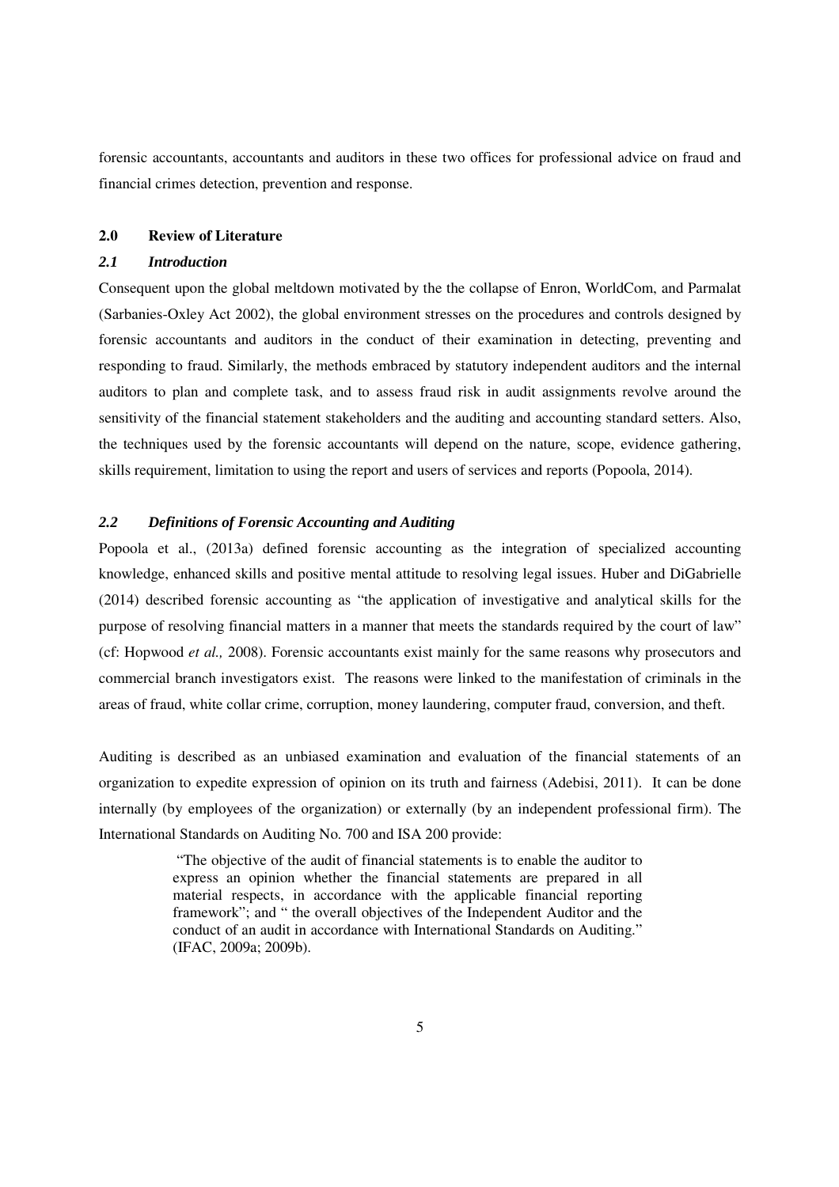forensic accountants, accountants and auditors in these two offices for professional advice on fraud and financial crimes detection, prevention and response.

## 2.0 Review of Literature

### *2.1 Introduction*

Consequent upon the global meltdown motivated by the the collapse of Enron, WorldCom, and Parmalat (Sarbanies-Oxley Act 2002), the global environment stresses on the procedures and controls designed by forensic accountants and auditors in the conduct of their examination in detecting, preventing and responding to fraud. Similarly, the methods embraced by statutory independent auditors and the internal auditors to plan and complete task, and to assess fraud risk in audit assignments revolve around the sensitivity of the financial statement stakeholders and the auditing and accounting standard setters. Also, the techniques used by the forensic accountants will depend on the nature, scope, evidence gathering, skills requirement, limitation to using the report and users of services and reports (Popoola, 2014).

### *2.2 Definitions of Forensic Accounting and Auditing*

Popoola et al., (2013a) defined forensic accounting as the integration of specialized accounting knowledge, enhanced skills and positive mental attitude to resolving legal issues. Huber and DiGabrielle (2014) described forensic accounting as "the application of investigative and analytical skills for the purpose of resolving financial matters in a manner that meets the standards required by the court of law" (cf: Hopwood *et al.,* 2008). Forensic accountants exist mainly for the same reasons why prosecutors and commercial branch investigators exist. The reasons were linked to the manifestation of criminals in the areas of fraud, white collar crime, corruption, money laundering, computer fraud, conversion, and theft.

Auditing is described as an unbiased examination and evaluation of the financial statements of an organization to expedite expression of opinion on its truth and fairness (Adebisi, 2011). It can be done internally (by employees of the organization) or externally (by an independent professional firm). The International Standards on Auditing No. 700 and ISA 200 provide:

> "The objective of the audit of financial statements is to enable the auditor to express an opinion whether the financial statements are prepared in all material respects, in accordance with the applicable financial reporting framework"; and " the overall objectives of the Independent Auditor and the conduct of an audit in accordance with International Standards on Auditing." (IFAC, 2009a; 2009b).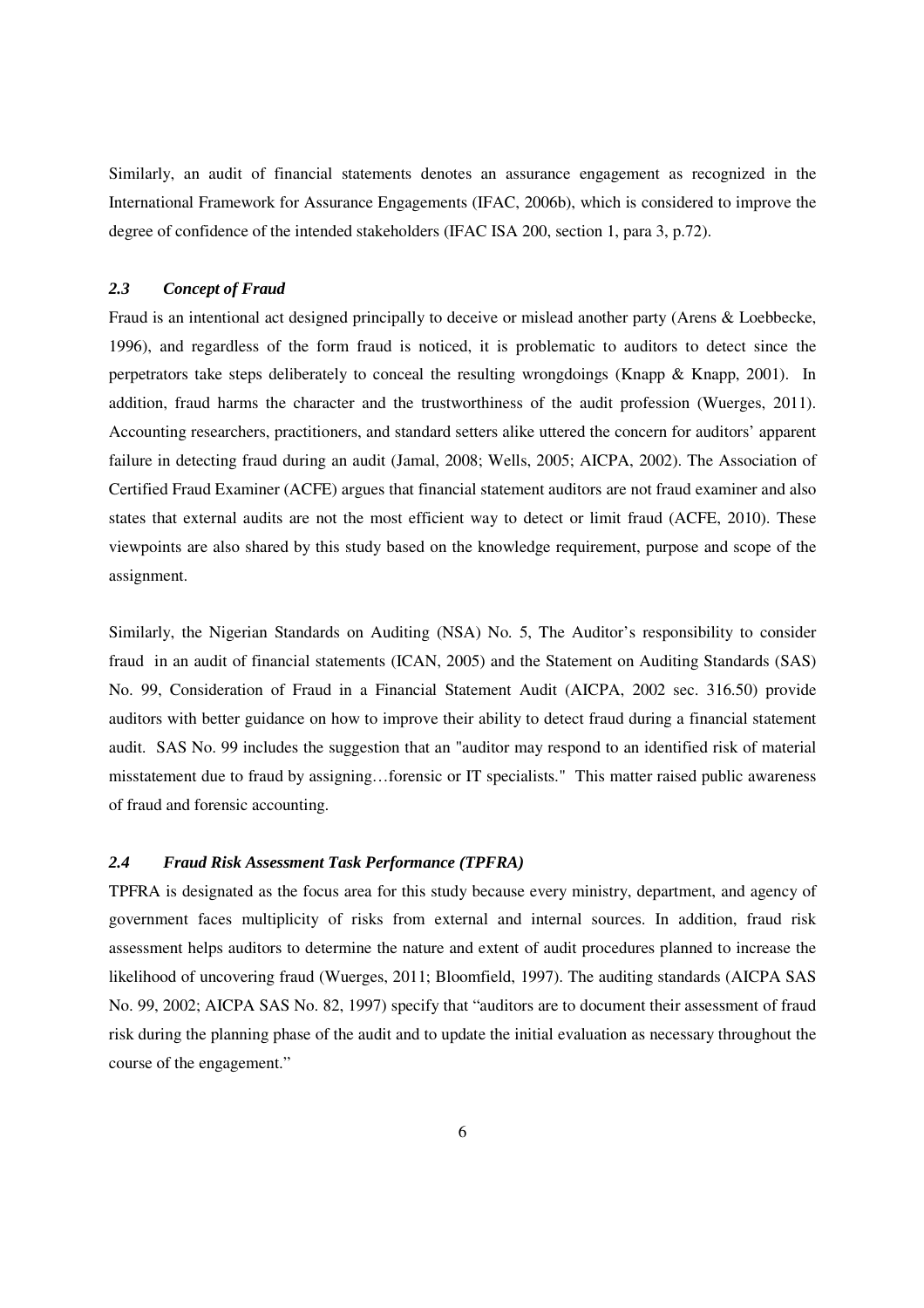Similarly, an audit of financial statements denotes an assurance engagement as recognized in the International Framework for Assurance Engagements (IFAC, 2006b), which is considered to improve the degree of confidence of the intended stakeholders (IFAC ISA 200, section 1, para 3, p.72).

### *2.3 Concept of Fraud*

Fraud is an intentional act designed principally to deceive or mislead another party (Arens & Loebbecke, 1996), and regardless of the form fraud is noticed, it is problematic to auditors to detect since the perpetrators take steps deliberately to conceal the resulting wrongdoings (Knapp & Knapp, 2001). In addition, fraud harms the character and the trustworthiness of the audit profession (Wuerges, 2011). Accounting researchers, practitioners, and standard setters alike uttered the concern for auditors' apparent failure in detecting fraud during an audit (Jamal, 2008; Wells, 2005; AICPA, 2002). The Association of Certified Fraud Examiner (ACFE) argues that financial statement auditors are not fraud examiner and also states that external audits are not the most efficient way to detect or limit fraud (ACFE, 2010). These viewpoints are also shared by this study based on the knowledge requirement, purpose and scope of the assignment.

Similarly, the Nigerian Standards on Auditing (NSA) No. 5, The Auditor's responsibility to consider fraud in an audit of financial statements (ICAN, 2005) and the Statement on Auditing Standards (SAS) No. 99, Consideration of Fraud in a Financial Statement Audit (AICPA, 2002 sec. 316.50) provide auditors with better guidance on how to improve their ability to detect fraud during a financial statement audit. SAS No. 99 includes the suggestion that an "auditor may respond to an identified risk of material misstatement due to fraud by assigning…forensic or IT specialists." This matter raised public awareness of fraud and forensic accounting.

### *2.4 Fraud Risk Assessment Task Performance (TPFRA)*

TPFRA is designated as the focus area for this study because every ministry, department, and agency of government faces multiplicity of risks from external and internal sources. In addition, fraud risk assessment helps auditors to determine the nature and extent of audit procedures planned to increase the likelihood of uncovering fraud (Wuerges, 2011; Bloomfield, 1997). The auditing standards (AICPA SAS No. 99, 2002; AICPA SAS No. 82, 1997) specify that "auditors are to document their assessment of fraud risk during the planning phase of the audit and to update the initial evaluation as necessary throughout the course of the engagement."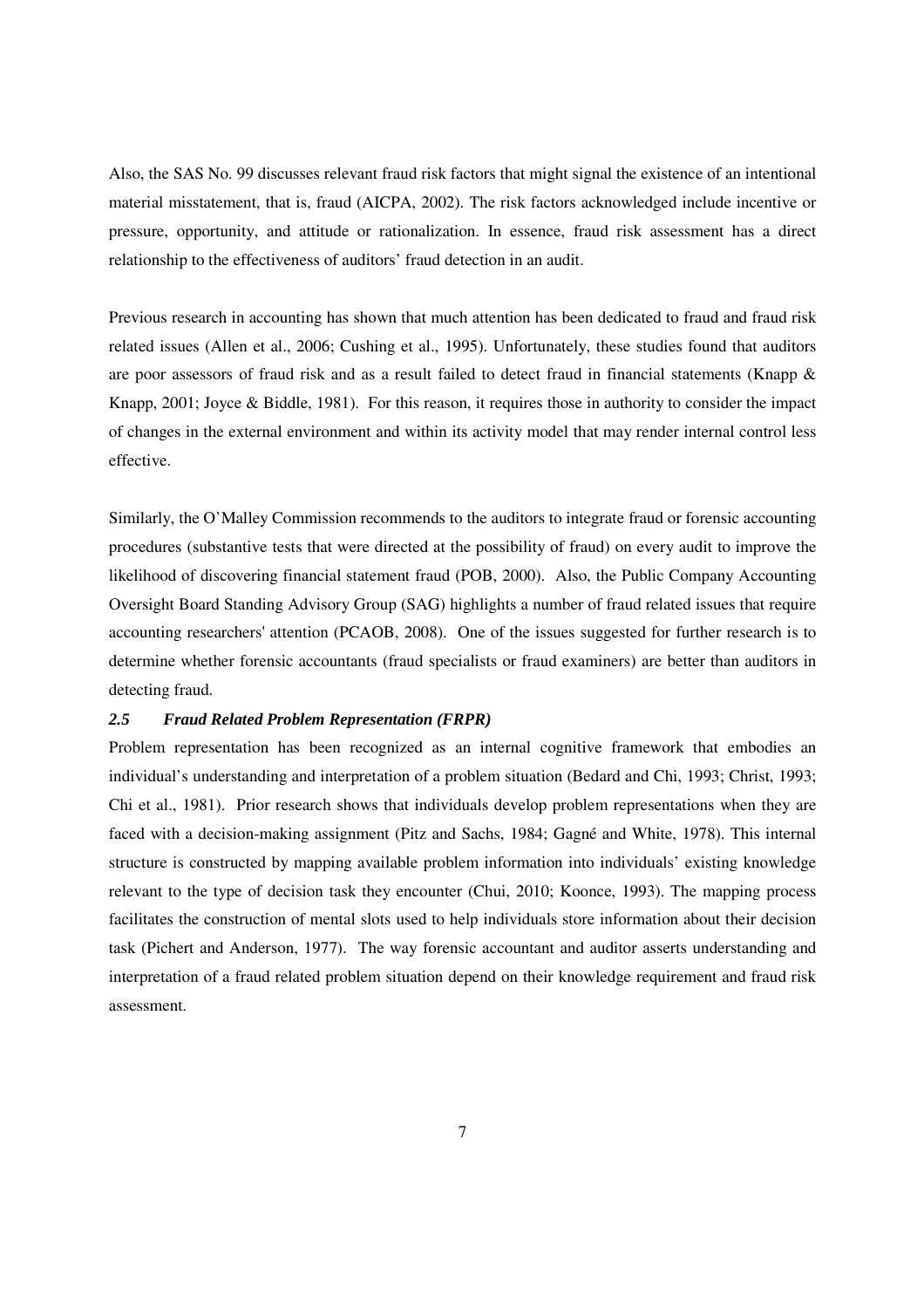Also, the SAS No. 99 discusses relevant fraud risk factors that might signal the existence of an intentional material misstatement, that is, fraud (AICPA, 2002). The risk factors acknowledged include incentive or pressure, opportunity, and attitude or rationalization. In essence, fraud risk assessment has a direct relationship to the effectiveness of auditors' fraud detection in an audit.

Previous research in accounting has shown that much attention has been dedicated to fraud and fraud risk related issues (Allen et al., 2006; Cushing et al., 1995). Unfortunately, these studies found that auditors are poor assessors of fraud risk and as a result failed to detect fraud in financial statements (Knapp & Knapp, 2001; Joyce & Biddle, 1981). For this reason, it requires those in authority to consider the impact of changes in the external environment and within its activity model that may render internal control less effective.

Similarly, the O'Malley Commission recommends to the auditors to integrate fraud or forensic accounting procedures (substantive tests that were directed at the possibility of fraud) on every audit to improve the likelihood of discovering financial statement fraud (POB, 2000). Also, the Public Company Accounting Oversight Board Standing Advisory Group (SAG) highlights a number of fraud related issues that require accounting researchers' attention (PCAOB, 2008). One of the issues suggested for further research is to determine whether forensic accountants (fraud specialists or fraud examiners) are better than auditors in detecting fraud.

### *2.5 Fraud Related Problem Representation (FRPR)*

Problem representation has been recognized as an internal cognitive framework that embodies an individual's understanding and interpretation of a problem situation (Bedard and Chi, 1993; Christ, 1993; Chi et al., 1981). Prior research shows that individuals develop problem representations when they are faced with a decision-making assignment (Pitz and Sachs, 1984; Gagné and White, 1978). This internal structure is constructed by mapping available problem information into individuals' existing knowledge relevant to the type of decision task they encounter (Chui, 2010; Koonce, 1993). The mapping process facilitates the construction of mental slots used to help individuals store information about their decision task (Pichert and Anderson, 1977). The way forensic accountant and auditor asserts understanding and interpretation of a fraud related problem situation depend on their knowledge requirement and fraud risk assessment.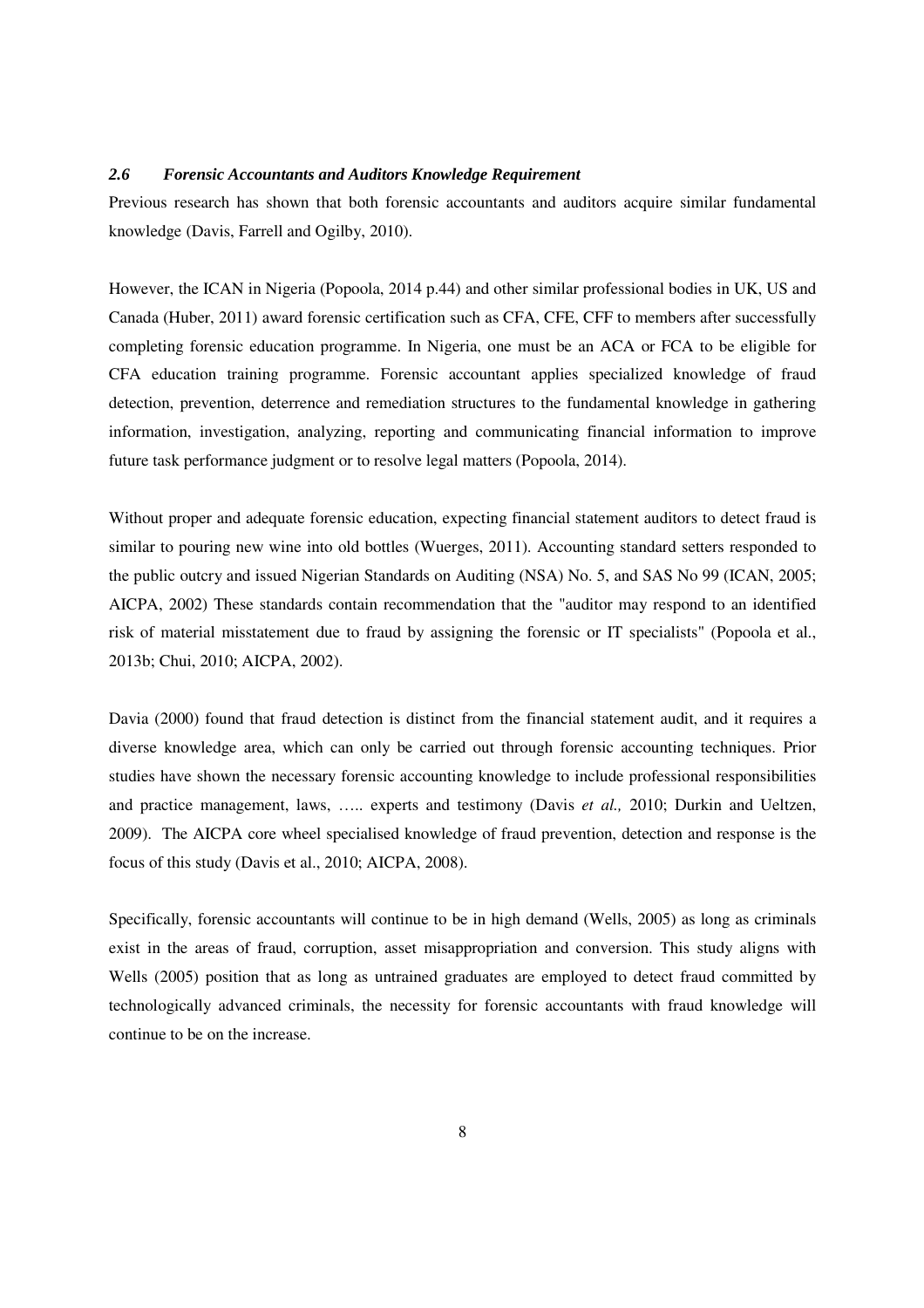### *2.6 Forensic Accountants and Auditors Knowledge Requirement*

Previous research has shown that both forensic accountants and auditors acquire similar fundamental knowledge (Davis, Farrell and Ogilby, 2010).

However, the ICAN in Nigeria (Popoola, 2014 p.44) and other similar professional bodies in UK, US and Canada (Huber, 2011) award forensic certification such as CFA, CFE, CFF to members after successfully completing forensic education programme. In Nigeria, one must be an ACA or FCA to be eligible for CFA education training programme. Forensic accountant applies specialized knowledge of fraud detection, prevention, deterrence and remediation structures to the fundamental knowledge in gathering information, investigation, analyzing, reporting and communicating financial information to improve future task performance judgment or to resolve legal matters (Popoola, 2014).

Without proper and adequate forensic education, expecting financial statement auditors to detect fraud is similar to pouring new wine into old bottles (Wuerges, 2011). Accounting standard setters responded to the public outcry and issued Nigerian Standards on Auditing (NSA) No. 5, and SAS No 99 (ICAN, 2005; AICPA, 2002) These standards contain recommendation that the "auditor may respond to an identified risk of material misstatement due to fraud by assigning the forensic or IT specialists" (Popoola et al., 2013b; Chui, 2010; AICPA, 2002).

Davia (2000) found that fraud detection is distinct from the financial statement audit, and it requires a diverse knowledge area, which can only be carried out through forensic accounting techniques. Prior studies have shown the necessary forensic accounting knowledge to include professional responsibilities and practice management, laws, ….. experts and testimony (Davis *et al.,* 2010; Durkin and Ueltzen, 2009). The AICPA core wheel specialised knowledge of fraud prevention, detection and response is the focus of this study (Davis et al., 2010; AICPA, 2008).

Specifically, forensic accountants will continue to be in high demand (Wells, 2005) as long as criminals exist in the areas of fraud, corruption, asset misappropriation and conversion. This study aligns with Wells (2005) position that as long as untrained graduates are employed to detect fraud committed by technologically advanced criminals, the necessity for forensic accountants with fraud knowledge will continue to be on the increase.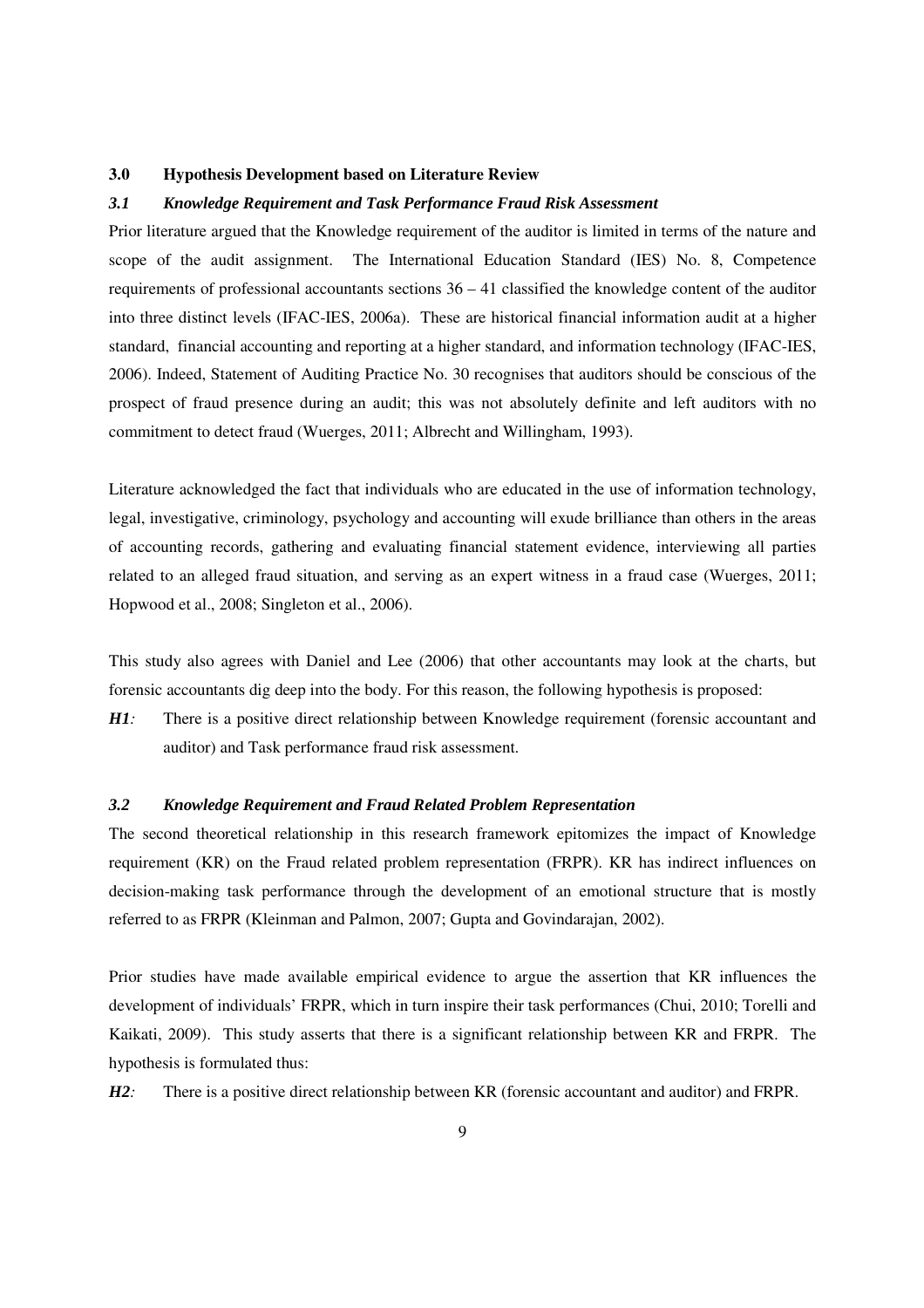## 3.0 Hypothesis Development based on Literature Review

### *3.1 Knowledge Requirement and Task Performance Fraud Risk Assessment*

Prior literature argued that the Knowledge requirement of the auditor is limited in terms of the nature and scope of the audit assignment. The International Education Standard (IES) No. 8, Competence requirements of professional accountants sections 36 – 41 classified the knowledge content of the auditor into three distinct levels (IFAC-IES, 2006a). These are historical financial information audit at a higher standard, financial accounting and reporting at a higher standard, and information technology (IFAC-IES, 2006). Indeed, Statement of Auditing Practice No. 30 recognises that auditors should be conscious of the prospect of fraud presence during an audit; this was not absolutely definite and left auditors with no commitment to detect fraud (Wuerges, 2011; Albrecht and Willingham, 1993).

Literature acknowledged the fact that individuals who are educated in the use of information technology, legal, investigative, criminology, psychology and accounting will exude brilliance than others in the areas of accounting records, gathering and evaluating financial statement evidence, interviewing all parties related to an alleged fraud situation, and serving as an expert witness in a fraud case (Wuerges, 2011; Hopwood et al., 2008; Singleton et al., 2006).

This study also agrees with Daniel and Lee (2006) that other accountants may look at the charts, but forensic accountants dig deep into the body. For this reason, the following hypothesis is proposed:

***H1:*** There is a positive direct relationship between Knowledge requirement (forensic accountant and auditor) and Task performance fraud risk assessment.

### *3.2 Knowledge Requirement and Fraud Related Problem Representation*

The second theoretical relationship in this research framework epitomizes the impact of Knowledge requirement (KR) on the Fraud related problem representation (FRPR). KR has indirect influences on decision-making task performance through the development of an emotional structure that is mostly referred to as FRPR (Kleinman and Palmon, 2007; Gupta and Govindarajan, 2002).

Prior studies have made available empirical evidence to argue the assertion that KR influences the development of individuals' FRPR, which in turn inspire their task performances (Chui, 2010; Torelli and Kaikati, 2009). This study asserts that there is a significant relationship between KR and FRPR. The hypothesis is formulated thus:

***H2:*** There is a positive direct relationship between KR (forensic accountant and auditor) and FRPR.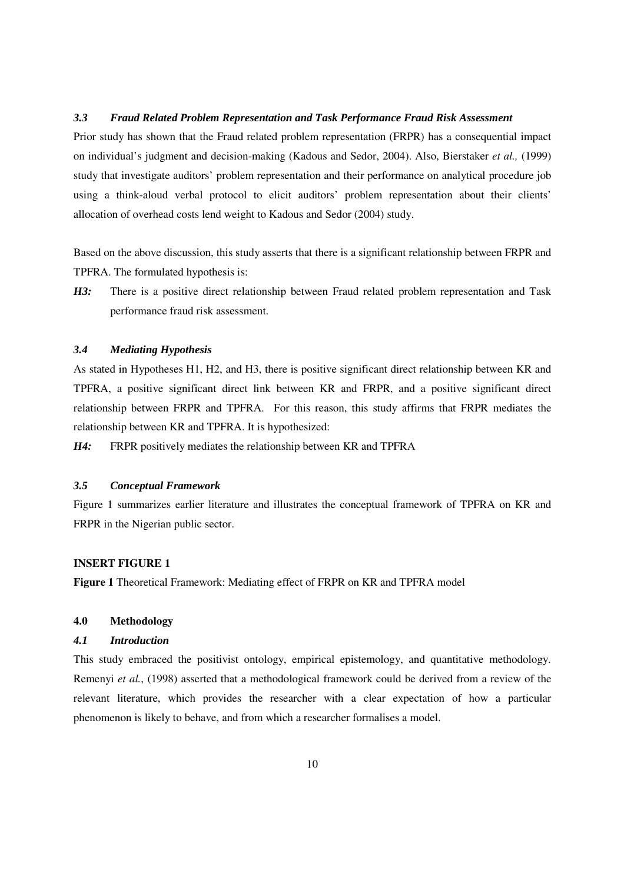### *3.3 Fraud Related Problem Representation and Task Performance Fraud Risk Assessment*

Prior study has shown that the Fraud related problem representation (FRPR) has a consequential impact on individual's judgment and decision-making (Kadous and Sedor, 2004). Also, Bierstaker *et al.,* (1999) study that investigate auditors' problem representation and their performance on analytical procedure job using a think-aloud verbal protocol to elicit auditors' problem representation about their clients' allocation of overhead costs lend weight to Kadous and Sedor (2004) study.

Based on the above discussion, this study asserts that there is a significant relationship between FRPR and TPFRA. The formulated hypothesis is:

***H3:*** There is a positive direct relationship between Fraud related problem representation and Task performance fraud risk assessment.

### *3.4 Mediating Hypothesis*

As stated in Hypotheses H1, H2, and H3, there is positive significant direct relationship between KR and TPFRA, a positive significant direct link between KR and FRPR, and a positive significant direct relationship between FRPR and TPFRA. For this reason, this study affirms that FRPR mediates the relationship between KR and TPFRA. It is hypothesized:

***H4:*** FRPR positively mediates the relationship between KR and TPFRA

### *3.5 Conceptual Framework*

Figure 1 summarizes earlier literature and illustrates the conceptual framework of TPFRA on KR and FRPR in the Nigerian public sector.

**INSERT FIGURE 1**

**Figure 1** Theoretical Framework: Mediating effect of FRPR on KR and TPFRA model

## 4.0 Methodology

### *4.1 Introduction*

This study embraced the positivist ontology, empirical epistemology, and quantitative methodology. Remenyi *et al.*, (1998) asserted that a methodological framework could be derived from a review of the relevant literature, which provides the researcher with a clear expectation of how a particular phenomenon is likely to behave, and from which a researcher formalises a model.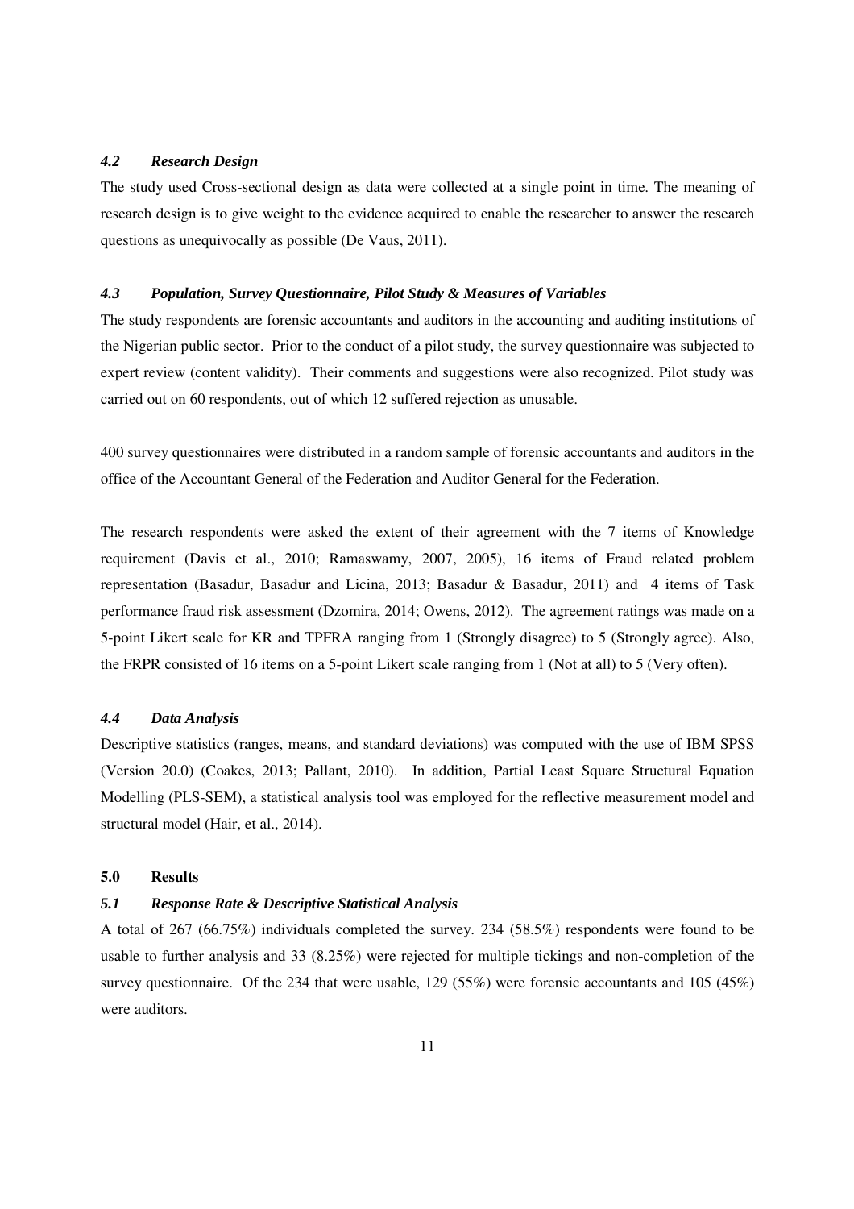### *4.2 Research Design*

The study used Cross-sectional design as data were collected at a single point in time. The meaning of research design is to give weight to the evidence acquired to enable the researcher to answer the research questions as unequivocally as possible (De Vaus, 2011).

### *4.3 Population, Survey Questionnaire, Pilot Study & Measures of Variables*

The study respondents are forensic accountants and auditors in the accounting and auditing institutions of the Nigerian public sector. Prior to the conduct of a pilot study, the survey questionnaire was subjected to expert review (content validity). Their comments and suggestions were also recognized. Pilot study was carried out on 60 respondents, out of which 12 suffered rejection as unusable.

400 survey questionnaires were distributed in a random sample of forensic accountants and auditors in the office of the Accountant General of the Federation and Auditor General for the Federation.

The research respondents were asked the extent of their agreement with the 7 items of Knowledge requirement (Davis et al., 2010; Ramaswamy, 2007, 2005), 16 items of Fraud related problem representation (Basadur, Basadur and Licina, 2013; Basadur & Basadur, 2011) and 4 items of Task performance fraud risk assessment (Dzomira, 2014; Owens, 2012). The agreement ratings was made on a 5-point Likert scale for KR and TPFRA ranging from 1 (Strongly disagree) to 5 (Strongly agree). Also, the FRPR consisted of 16 items on a 5-point Likert scale ranging from 1 (Not at all) to 5 (Very often).

### *4.4 Data Analysis*

Descriptive statistics (ranges, means, and standard deviations) was computed with the use of IBM SPSS (Version 20.0) (Coakes, 2013; Pallant, 2010). In addition, Partial Least Square Structural Equation Modelling (PLS-SEM), a statistical analysis tool was employed for the reflective measurement model and structural model (Hair, et al., 2014).

## 5.0 Results

### *5.1 Response Rate & Descriptive Statistical Analysis*

A total of 267 (66.75%) individuals completed the survey. 234 (58.5%) respondents were found to be usable to further analysis and 33 (8.25%) were rejected for multiple tickings and non-completion of the survey questionnaire. Of the 234 that were usable, 129 (55%) were forensic accountants and 105 (45%) were auditors.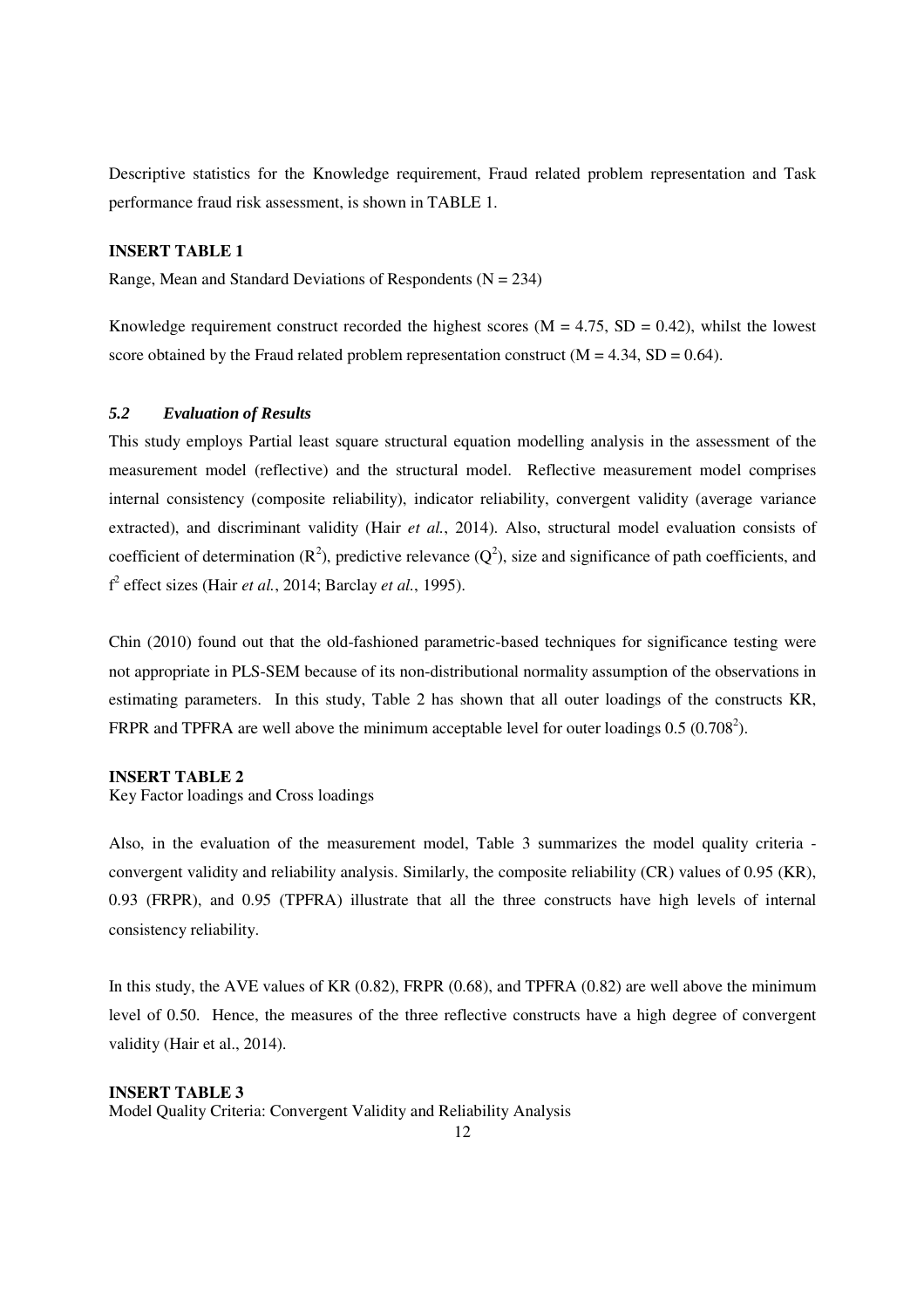Descriptive statistics for the Knowledge requirement, Fraud related problem representation and Task performance fraud risk assessment, is shown in TABLE 1.

**INSERT TABLE 1**

Range, Mean and Standard Deviations of Respondents (N = 234)

Knowledge requirement construct recorded the highest scores (M = 4.75, SD = 0.42), whilst the lowest score obtained by the Fraud related problem representation construct (M = 4.34, SD = 0.64).

### *5.2 Evaluation of Results*

This study employs Partial least square structural equation modelling analysis in the assessment of the measurement model (reflective) and the structural model. Reflective measurement model comprises internal consistency (composite reliability), indicator reliability, convergent validity (average variance extracted), and discriminant validity (Hair *et al.*, 2014). Also, structural model evaluation consists of coefficient of determination ($R^2$), predictive relevance ($Q^2$), size and significance of path coefficients, and $f^2$ effect sizes (Hair *et al.*, 2014; Barclay *et al.*, 1995).

Chin (2010) found out that the old-fashioned parametric-based techniques for significance testing were not appropriate in PLS-SEM because of its non-distributional normality assumption of the observations in estimating parameters. In this study, Table 2 has shown that all outer loadings of the constructs KR, FRPR and TPFRA are well above the minimum acceptable level for outer loadings 0.5 ($0.708^2$).

**INSERT TABLE 2**

Key Factor loadings and Cross loadings

Also, in the evaluation of the measurement model, Table 3 summarizes the model quality criteria - convergent validity and reliability analysis. Similarly, the composite reliability (CR) values of 0.95 (KR), 0.93 (FRPR), and 0.95 (TPFRA) illustrate that all the three constructs have high levels of internal consistency reliability.

In this study, the AVE values of KR (0.82), FRPR (0.68), and TPFRA (0.82) are well above the minimum level of 0.50. Hence, the measures of the three reflective constructs have a high degree of convergent validity (Hair et al., 2014).

**INSERT TABLE 3**

Model Quality Criteria: Convergent Validity and Reliability Analysis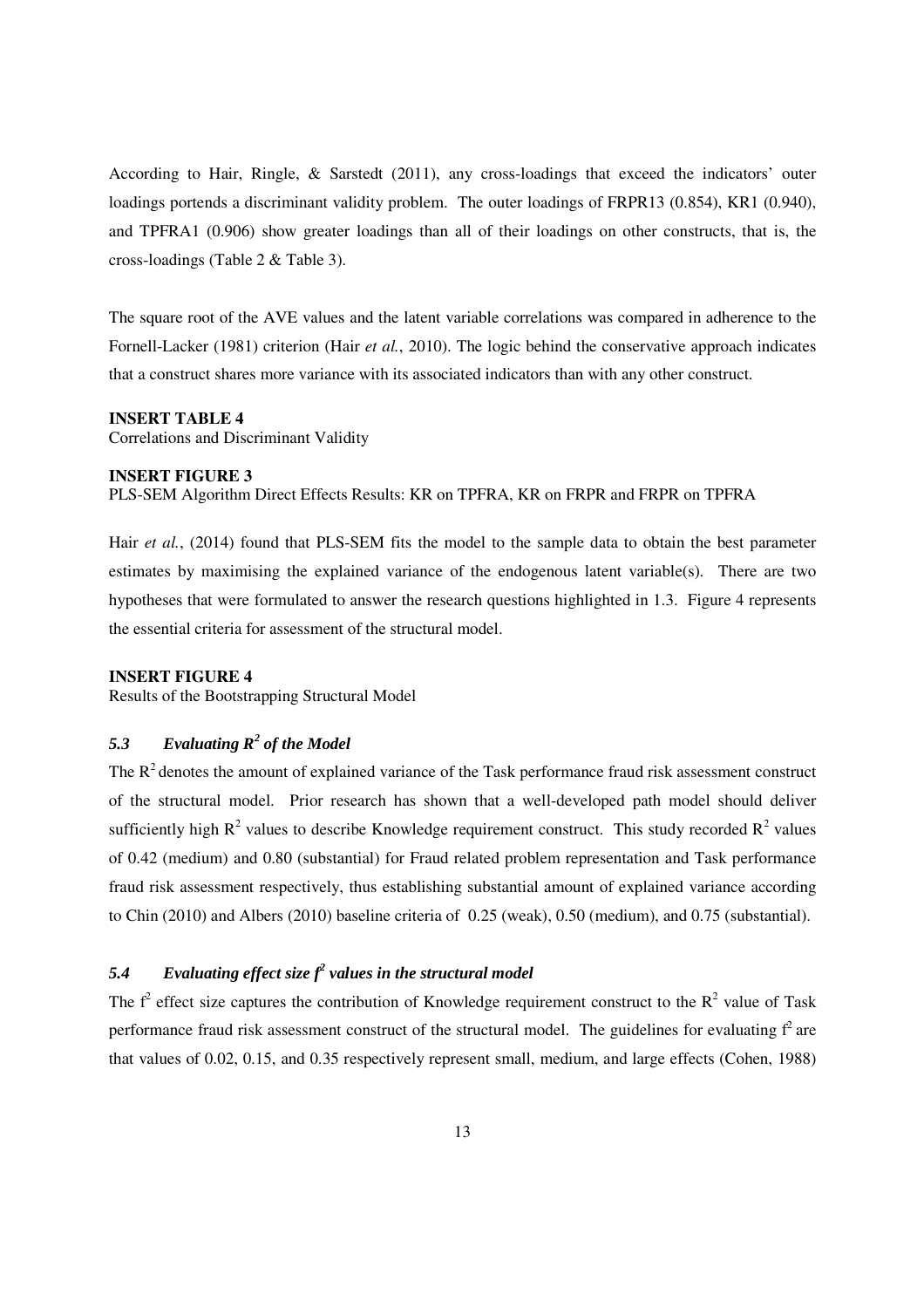According to Hair, Ringle, & Sarstedt (2011), any cross-loadings that exceed the indicators' outer loadings portends a discriminant validity problem. The outer loadings of FRPR13 (0.854), KR1 (0.940), and TPFRA1 (0.906) show greater loadings than all of their loadings on other constructs, that is, the cross-loadings (Table 2 & Table 3).

The square root of the AVE values and the latent variable correlations was compared in adherence to the Fornell-Lacker (1981) criterion (Hair *et al.*, 2010). The logic behind the conservative approach indicates that a construct shares more variance with its associated indicators than with any other construct.

**INSERT TABLE 4**
Correlations and Discriminant Validity

**INSERT FIGURE 3**
PLS-SEM Algorithm Direct Effects Results: KR on TPFRA, KR on FRPR and FRPR on TPFRA

Hair *et al.*, (2014) found that PLS-SEM fits the model to the sample data to obtain the best parameter estimates by maximising the explained variance of the endogenous latent variable(s). There are two hypotheses that were formulated to answer the research questions highlighted in 1.3. Figure 4 represents the essential criteria for assessment of the structural model.

**INSERT FIGURE 4**
Results of the Bootstrapping Structural Model

### *5.3 Evaluating $R^2$ of the Model*

The $R^2$ denotes the amount of explained variance of the Task performance fraud risk assessment construct of the structural model. Prior research has shown that a well-developed path model should deliver sufficiently high $R^2$ values to describe Knowledge requirement construct. This study recorded $R^2$ values of 0.42 (medium) and 0.80 (substantial) for Fraud related problem representation and Task performance fraud risk assessment respectively, thus establishing substantial amount of explained variance according to Chin (2010) and Albers (2010) baseline criteria of 0.25 (weak), 0.50 (medium), and 0.75 (substantial).

### *5.4 Evaluating effect size $f^2$ values in the structural model*

The $f^2$ effect size captures the contribution of Knowledge requirement construct to the $R^2$ value of Task performance fraud risk assessment construct of the structural model. The guidelines for evaluating $f^2$ are that values of 0.02, 0.15, and 0.35 respectively represent small, medium, and large effects (Cohen, 1988)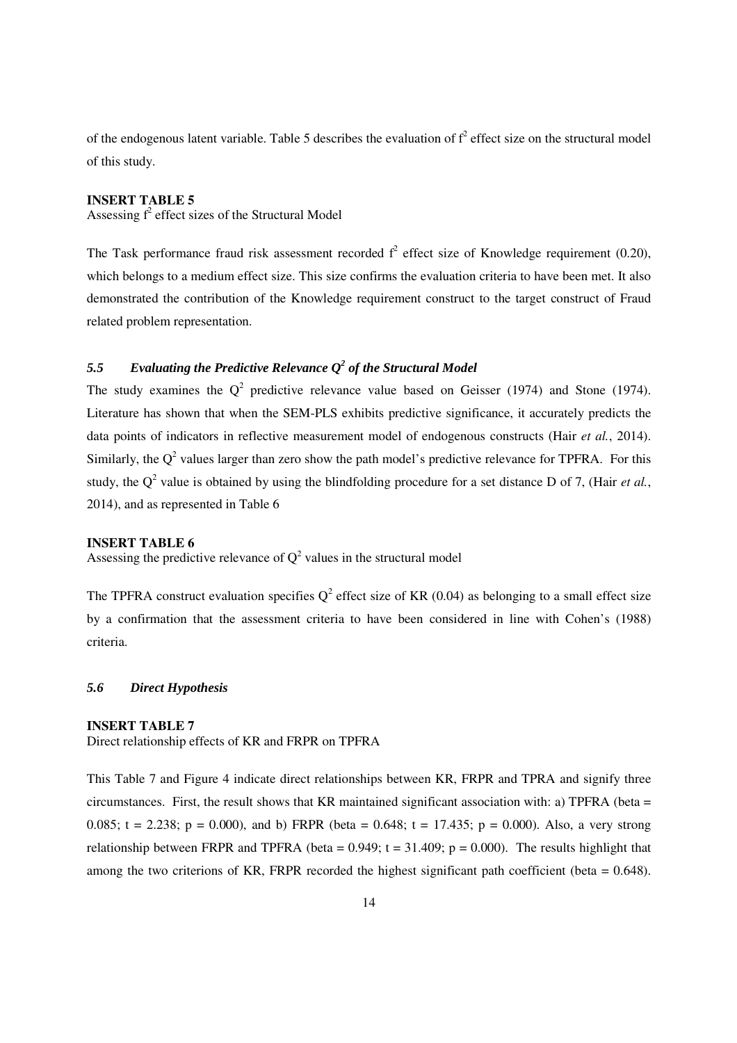of the endogenous latent variable. Table 5 describes the evaluation of $f^2$ effect size on the structural model of this study.

**INSERT TABLE 5**
Assessing $f^2$ effect sizes of the Structural Model

The Task performance fraud risk assessment recorded $f^2$ effect size of Knowledge requirement (0.20), which belongs to a medium effect size. This size confirms the evaluation criteria to have been met. It also demonstrated the contribution of the Knowledge requirement construct to the target construct of Fraud related problem representation.

### *5.5 Evaluating the Predictive Relevance $Q^2$ of the Structural Model*

The study examines the $Q^2$ predictive relevance value based on Geisser (1974) and Stone (1974). Literature has shown that when the SEM-PLS exhibits predictive significance, it accurately predicts the data points of indicators in reflective measurement model of endogenous constructs (Hair *et al.*, 2014). Similarly, the $Q^2$ values larger than zero show the path model's predictive relevance for TPFRA. For this study, the $Q^2$ value is obtained by using the blindfolding procedure for a set distance D of 7, (Hair *et al.*, 2014), and as represented in Table 6

**INSERT TABLE 6**
Assessing the predictive relevance of $Q^2$ values in the structural model

The TPFRA construct evaluation specifies $Q^2$ effect size of KR (0.04) as belonging to a small effect size by a confirmation that the assessment criteria to have been considered in line with Cohen's (1988) criteria.

### *5.6 Direct Hypothesis*

**INSERT TABLE 7**
Direct relationship effects of KR and FRPR on TPFRA

This Table 7 and Figure 4 indicate direct relationships between KR, FRPR and TPRA and signify three circumstances. First, the result shows that KR maintained significant association with: a) TPFRA (beta = 0.085; t = 2.238; p = 0.000), and b) FRPR (beta = 0.648; t = 17.435; p = 0.000). Also, a very strong relationship between FRPR and TPFRA (beta = 0.949; t = 31.409; p = 0.000). The results highlight that among the two criterions of KR, FRPR recorded the highest significant path coefficient (beta = 0.648).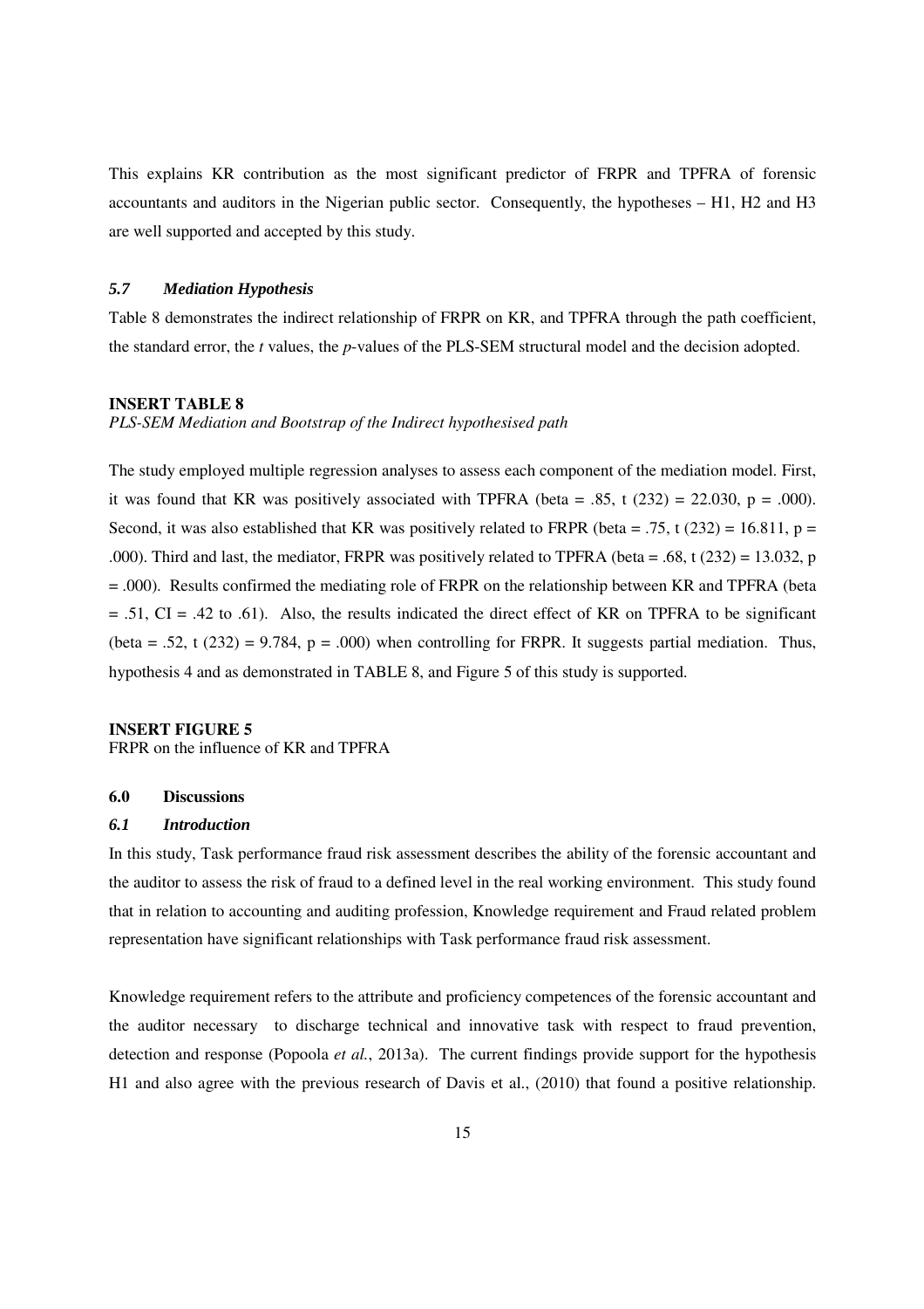This explains KR contribution as the most significant predictor of FRPR and TPFRA of forensic accountants and auditors in the Nigerian public sector. Consequently, the hypotheses – H1, H2 and H3 are well supported and accepted by this study.

### *5.7 Mediation Hypothesis*

Table 8 demonstrates the indirect relationship of FRPR on KR, and TPFRA through the path coefficient, the standard error, the *t* values, the *p*-values of the PLS-SEM structural model and the decision adopted.

**INSERT TABLE 8**

*PLS-SEM Mediation and Bootstrap of the Indirect hypothesised path*

The study employed multiple regression analyses to assess each component of the mediation model. First, it was found that KR was positively associated with TPFRA (beta = .85, t (232) = 22.030, p = .000). Second, it was also established that KR was positively related to FRPR (beta = .75, t (232) = 16.811, p = .000). Third and last, the mediator, FRPR was positively related to TPFRA (beta = .68, t (232) = 13.032, p = .000). Results confirmed the mediating role of FRPR on the relationship between KR and TPFRA (beta = .51, CI = .42 to .61). Also, the results indicated the direct effect of KR on TPFRA to be significant (beta = .52, t (232) = 9.784, p = .000) when controlling for FRPR. It suggests partial mediation. Thus, hypothesis 4 and as demonstrated in TABLE 8, and Figure 5 of this study is supported.

**INSERT FIGURE 5**

FRPR on the influence of KR and TPFRA

## 6.0 Discussions

### *6.1 Introduction*

In this study, Task performance fraud risk assessment describes the ability of the forensic accountant and the auditor to assess the risk of fraud to a defined level in the real working environment. This study found that in relation to accounting and auditing profession, Knowledge requirement and Fraud related problem representation have significant relationships with Task performance fraud risk assessment.

Knowledge requirement refers to the attribute and proficiency competences of the forensic accountant and the auditor necessary to discharge technical and innovative task with respect to fraud prevention, detection and response (Popoola *et al.*, 2013a). The current findings provide support for the hypothesis H1 and also agree with the previous research of Davis et al., (2010) that found a positive relationship.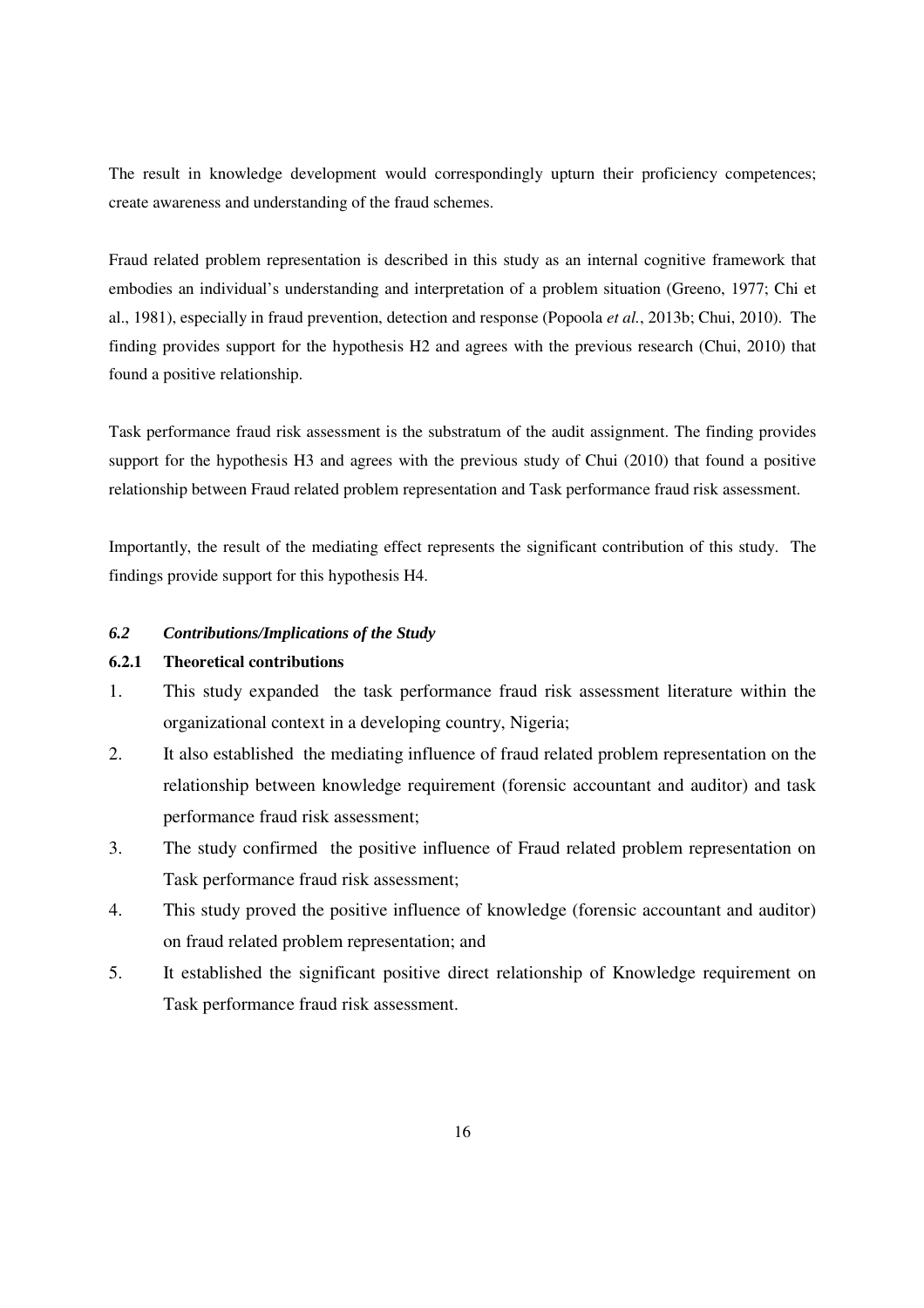The result in knowledge development would correspondingly upturn their proficiency competences; create awareness and understanding of the fraud schemes.

Fraud related problem representation is described in this study as an internal cognitive framework that embodies an individual's understanding and interpretation of a problem situation (Greeno, 1977; Chi et al., 1981), especially in fraud prevention, detection and response (Popoola *et al.*, 2013b; Chui, 2010). The finding provides support for the hypothesis H2 and agrees with the previous research (Chui, 2010) that found a positive relationship.

Task performance fraud risk assessment is the substratum of the audit assignment. The finding provides support for the hypothesis H3 and agrees with the previous study of Chui (2010) that found a positive relationship between Fraud related problem representation and Task performance fraud risk assessment.

Importantly, the result of the mediating effect represents the significant contribution of this study. The findings provide support for this hypothesis H4.

## *6.2 Contributions/Implications of the Study*

### 6.2.1 Theoretical contributions

1. This study expanded the task performance fraud risk assessment literature within the organizational context in a developing country, Nigeria;
2. It also established the mediating influence of fraud related problem representation on the relationship between knowledge requirement (forensic accountant and auditor) and task performance fraud risk assessment;
3. The study confirmed the positive influence of Fraud related problem representation on Task performance fraud risk assessment;
4. This study proved the positive influence of knowledge (forensic accountant and auditor) on fraud related problem representation; and
5. It established the significant positive direct relationship of Knowledge requirement on Task performance fraud risk assessment.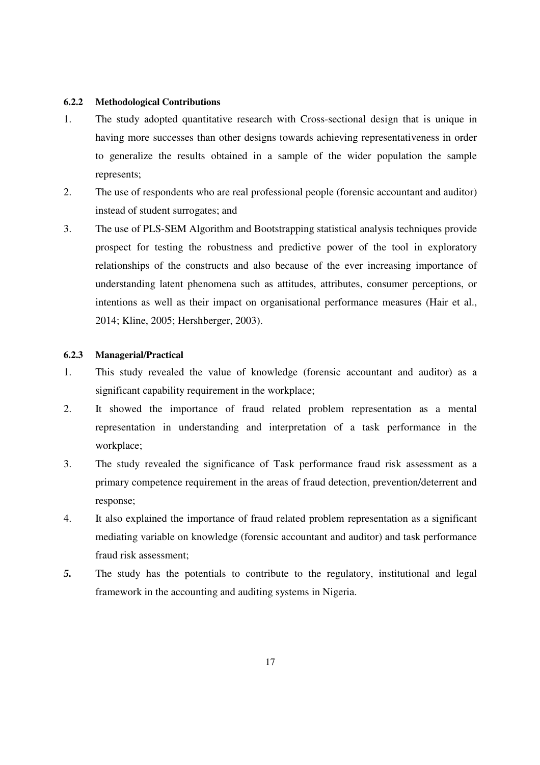#### 6.2.2 Methodological Contributions

1. The study adopted quantitative research with Cross-sectional design that is unique in having more successes than other designs towards achieving representativeness in order to generalize the results obtained in a sample of the wider population the sample represents;
2. The use of respondents who are real professional people (forensic accountant and auditor) instead of student surrogates; and
3. The use of PLS-SEM Algorithm and Bootstrapping statistical analysis techniques provide prospect for testing the robustness and predictive power of the tool in exploratory relationships of the constructs and also because of the ever increasing importance of understanding latent phenomena such as attitudes, attributes, consumer perceptions, or intentions as well as their impact on organisational performance measures (Hair et al., 2014; Kline, 2005; Hershberger, 2003).

#### 6.2.3 Managerial/Practical

1. This study revealed the value of knowledge (forensic accountant and auditor) as a significant capability requirement in the workplace;
2. It showed the importance of fraud related problem representation as a mental representation in understanding and interpretation of a task performance in the workplace;
3. The study revealed the significance of Task performance fraud risk assessment as a primary competence requirement in the areas of fraud detection, prevention/deterrent and response;
4. It also explained the importance of fraud related problem representation as a significant mediating variable on knowledge (forensic accountant and auditor) and task performance fraud risk assessment;
5. The study has the potentials to contribute to the regulatory, institutional and legal framework in the accounting and auditing systems in Nigeria.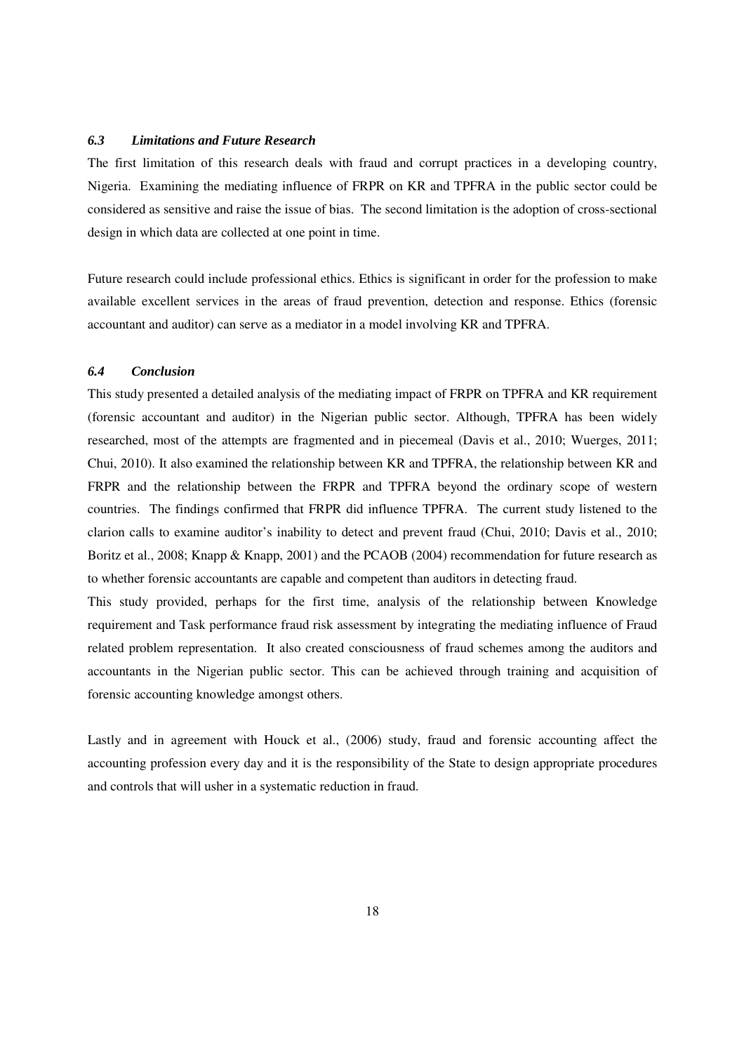### *6.3 Limitations and Future Research*

The first limitation of this research deals with fraud and corrupt practices in a developing country, Nigeria. Examining the mediating influence of FRPR on KR and TPFRA in the public sector could be considered as sensitive and raise the issue of bias. The second limitation is the adoption of cross-sectional design in which data are collected at one point in time.

Future research could include professional ethics. Ethics is significant in order for the profession to make available excellent services in the areas of fraud prevention, detection and response. Ethics (forensic accountant and auditor) can serve as a mediator in a model involving KR and TPFRA.

### *6.4 Conclusion*

This study presented a detailed analysis of the mediating impact of FRPR on TPFRA and KR requirement (forensic accountant and auditor) in the Nigerian public sector. Although, TPFRA has been widely researched, most of the attempts are fragmented and in piecemeal (Davis et al., 2010; Wuerges, 2011; Chui, 2010). It also examined the relationship between KR and TPFRA, the relationship between KR and FRPR and the relationship between the FRPR and TPFRA beyond the ordinary scope of western countries. The findings confirmed that FRPR did influence TPFRA. The current study listened to the clarion calls to examine auditor's inability to detect and prevent fraud (Chui, 2010; Davis et al., 2010; Boritz et al., 2008; Knapp & Knapp, 2001) and the PCAOB (2004) recommendation for future research as to whether forensic accountants are capable and competent than auditors in detecting fraud.

This study provided, perhaps for the first time, analysis of the relationship between Knowledge requirement and Task performance fraud risk assessment by integrating the mediating influence of Fraud related problem representation. It also created consciousness of fraud schemes among the auditors and accountants in the Nigerian public sector. This can be achieved through training and acquisition of forensic accounting knowledge amongst others.

Lastly and in agreement with Houck et al., (2006) study, fraud and forensic accounting affect the accounting profession every day and it is the responsibility of the State to design appropriate procedures and controls that will usher in a systematic reduction in fraud.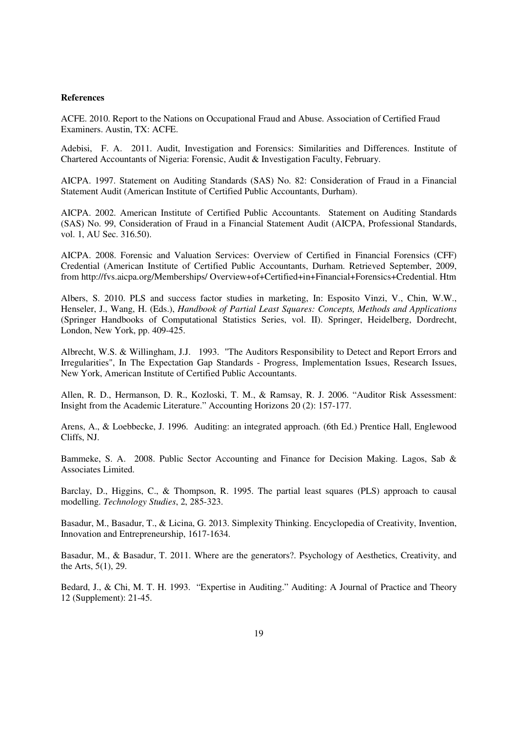**References**

ACFE. 2010. Report to the Nations on Occupational Fraud and Abuse. Association of Certified Fraud Examiners. Austin, TX: ACFE.

Adebisi, F. A. 2011. Audit, Investigation and Forensics: Similarities and Differences. Institute of Chartered Accountants of Nigeria: Forensic, Audit & Investigation Faculty, February.

AICPA. 1997. Statement on Auditing Standards (SAS) No. 82: Consideration of Fraud in a Financial Statement Audit (American Institute of Certified Public Accountants, Durham).

AICPA. 2002. American Institute of Certified Public Accountants. Statement on Auditing Standards (SAS) No. 99, Consideration of Fraud in a Financial Statement Audit (AICPA, Professional Standards, vol. 1, AU Sec. 316.50).

AICPA. 2008. Forensic and Valuation Services: Overview of Certified in Financial Forensics (CFF) Credential (American Institute of Certified Public Accountants, Durham. Retrieved September, 2009, from http://fvs.aicpa.org/Memberships/ Overview+of+Certified+in+Financial+Forensics+Credential. Htm

Albers, S. 2010. PLS and success factor studies in marketing, In: Esposito Vinzi, V., Chin, W.W., Henseler, J., Wang, H. (Eds.), *Handbook of Partial Least Squares: Concepts, Methods and Applications* (Springer Handbooks of Computational Statistics Series, vol. II). Springer, Heidelberg, Dordrecht, London, New York, pp. 409-425.

Albrecht, W.S. & Willingham, J.J. 1993. "The Auditors Responsibility to Detect and Report Errors and Irregularities", In The Expectation Gap Standards - Progress, Implementation Issues, Research Issues, New York, American Institute of Certified Public Accountants.

Allen, R. D., Hermanson, D. R., Kozloski, T. M., & Ramsay, R. J. 2006. "Auditor Risk Assessment: Insight from the Academic Literature." Accounting Horizons 20 (2): 157-177.

Arens, A., & Loebbecke, J. 1996. Auditing: an integrated approach. (6th Ed.) Prentice Hall, Englewood Cliffs, NJ.

Bammeke, S. A. 2008. Public Sector Accounting and Finance for Decision Making. Lagos, Sab & Associates Limited.

Barclay, D., Higgins, C., & Thompson, R. 1995. The partial least squares (PLS) approach to causal modelling. *Technology Studies*, 2, 285-323.

Basadur, M., Basadur, T., & Licina, G. 2013. Simplexity Thinking. Encyclopedia of Creativity, Invention, Innovation and Entrepreneurship, 1617-1634.

Basadur, M., & Basadur, T. 2011. Where are the generators?. Psychology of Aesthetics, Creativity, and the Arts, 5(1), 29.

Bedard, J., & Chi, M. T. H. 1993. "Expertise in Auditing." Auditing: A Journal of Practice and Theory 12 (Supplement): 21-45.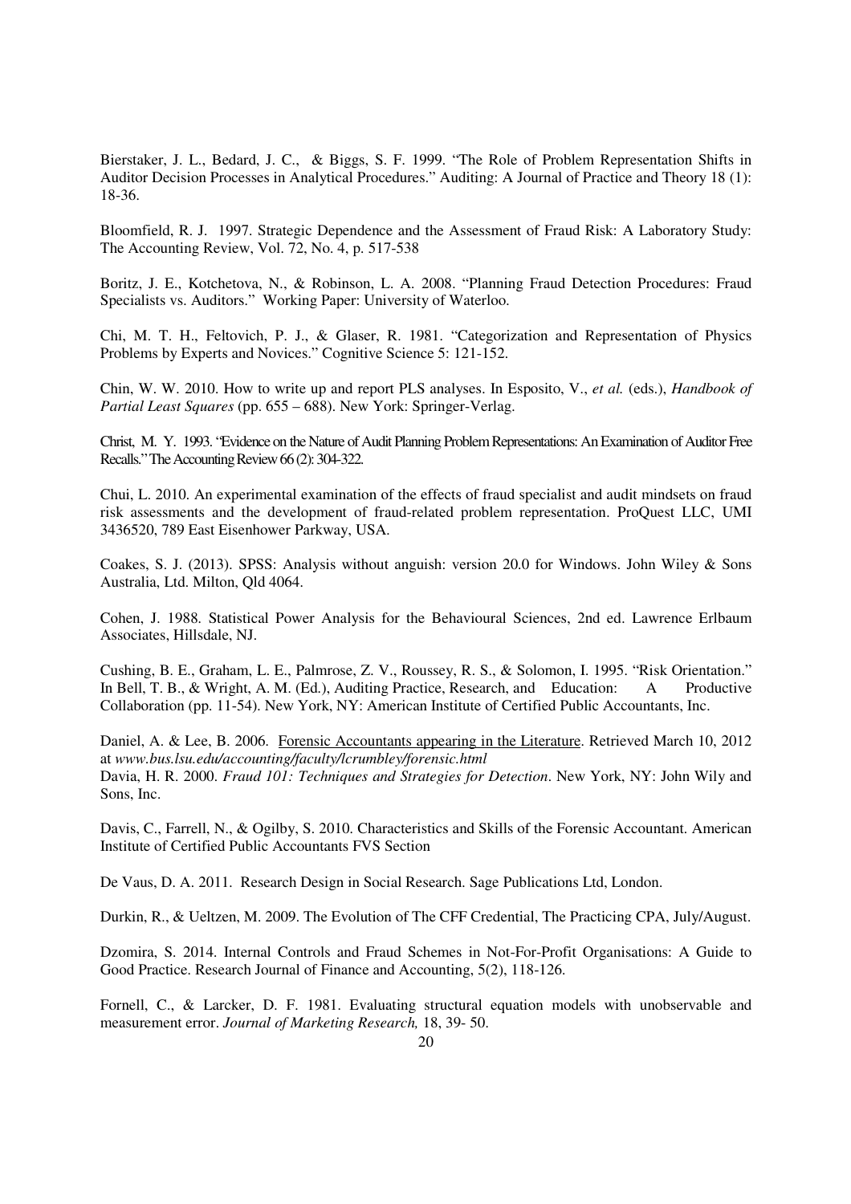Bierstaker, J. L., Bedard, J. C., & Biggs, S. F. 1999. "The Role of Problem Representation Shifts in Auditor Decision Processes in Analytical Procedures." Auditing: A Journal of Practice and Theory 18 (1): 18-36.

Bloomfield, R. J. 1997. Strategic Dependence and the Assessment of Fraud Risk: A Laboratory Study: The Accounting Review, Vol. 72, No. 4, p. 517-538

Boritz, J. E., Kotchetova, N., & Robinson, L. A. 2008. "Planning Fraud Detection Procedures: Fraud Specialists vs. Auditors." Working Paper: University of Waterloo.

Chi, M. T. H., Feltovich, P. J., & Glaser, R. 1981. "Categorization and Representation of Physics Problems by Experts and Novices." Cognitive Science 5: 121-152.

Chin, W. W. 2010. How to write up and report PLS analyses. In Esposito, V., *et al.* (eds.), *Handbook of Partial Least Squares* (pp. 655 – 688). New York: Springer-Verlag.

Christ, M. Y. 1993. "Evidence on the Nature of Audit Planning Problem Representations: An Examination of Auditor Free Recalls." The Accounting Review 66 (2): 304-322.

Chui, L. 2010. An experimental examination of the effects of fraud specialist and audit mindsets on fraud risk assessments and the development of fraud-related problem representation. ProQuest LLC, UMI 3436520, 789 East Eisenhower Parkway, USA.

Coakes, S. J. (2013). SPSS: Analysis without anguish: version 20.0 for Windows. John Wiley & Sons Australia, Ltd. Milton, Qld 4064.

Cohen, J. 1988. Statistical Power Analysis for the Behavioural Sciences, 2nd ed. Lawrence Erlbaum Associates, Hillsdale, NJ.

Cushing, B. E., Graham, L. E., Palmrose, Z. V., Roussey, R. S., & Solomon, I. 1995. "Risk Orientation." In Bell, T. B., & Wright, A. M. (Ed.), Auditing Practice, Research, and Education: A Productive Collaboration (pp. 11-54). New York, NY: American Institute of Certified Public Accountants, Inc.

Daniel, A. & Lee, B. 2006. Forensic Accountants appearing in the Literature. Retrieved March 10, 2012 at *www.bus.lsu.edu/accounting/faculty/lcrumbley/forensic.html*

Davia, H. R. 2000. *Fraud 101: Techniques and Strategies for Detection*. New York, NY: John Wily and Sons, Inc.

Davis, C., Farrell, N., & Ogilby, S. 2010. Characteristics and Skills of the Forensic Accountant. American Institute of Certified Public Accountants FVS Section

De Vaus, D. A. 2011. Research Design in Social Research. Sage Publications Ltd, London.

Durkin, R., & Ueltzen, M. 2009. The Evolution of The CFF Credential, The Practicing CPA, July/August.

Dzomira, S. 2014. Internal Controls and Fraud Schemes in Not-For-Profit Organisations: A Guide to Good Practice. Research Journal of Finance and Accounting, 5(2), 118-126.

Fornell, C., & Larcker, D. F. 1981. Evaluating structural equation models with unobservable and measurement error. *Journal of Marketing Research,* 18, 39- 50.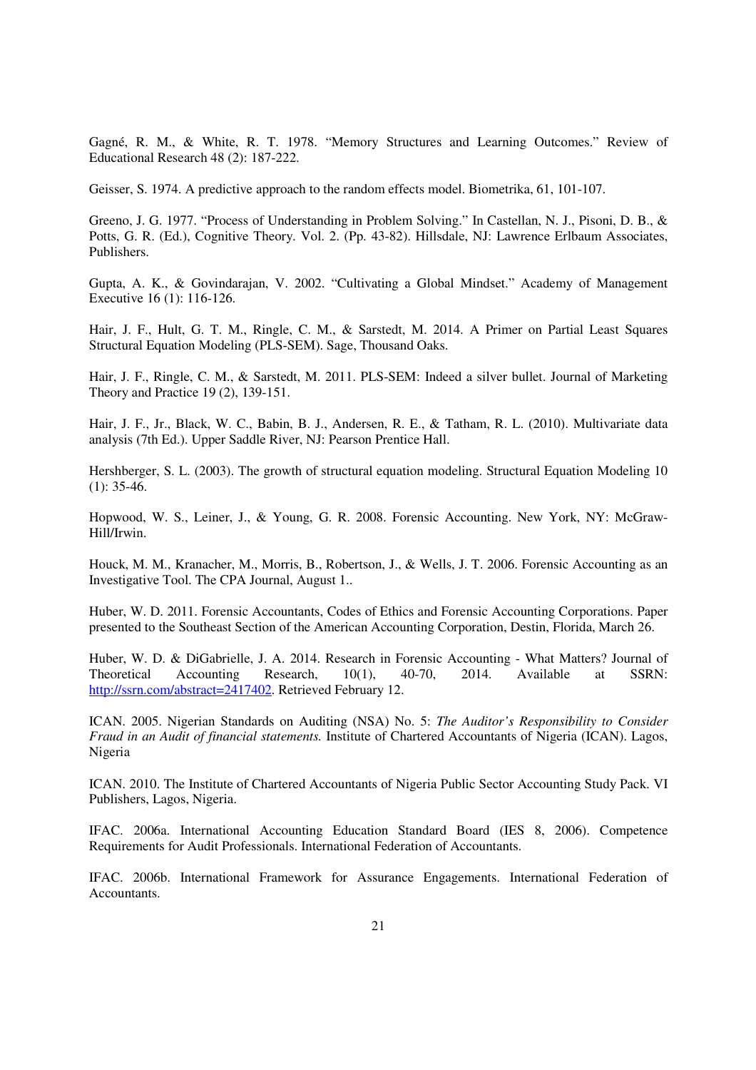Gagné, R. M., & White, R. T. 1978. "Memory Structures and Learning Outcomes." Review of Educational Research 48 (2): 187-222.

Geisser, S. 1974. A predictive approach to the random effects model. Biometrika, 61, 101-107.

Greeno, J. G. 1977. "Process of Understanding in Problem Solving." In Castellan, N. J., Pisoni, D. B., & Potts, G. R. (Ed.), Cognitive Theory. Vol. 2. (Pp. 43-82). Hillsdale, NJ: Lawrence Erlbaum Associates, Publishers.

Gupta, A. K., & Govindarajan, V. 2002. "Cultivating a Global Mindset." Academy of Management Executive 16 (1): 116-126.

Hair, J. F., Hult, G. T. M., Ringle, C. M., & Sarstedt, M. 2014. A Primer on Partial Least Squares Structural Equation Modeling (PLS-SEM). Sage, Thousand Oaks.

Hair, J. F., Ringle, C. M., & Sarstedt, M. 2011. PLS-SEM: Indeed a silver bullet. Journal of Marketing Theory and Practice 19 (2), 139-151.

Hair, J. F., Jr., Black, W. C., Babin, B. J., Andersen, R. E., & Tatham, R. L. (2010). Multivariate data analysis (7th Ed.). Upper Saddle River, NJ: Pearson Prentice Hall.

Hershberger, S. L. (2003). The growth of structural equation modeling. Structural Equation Modeling 10 (1): 35-46.

Hopwood, W. S., Leiner, J., & Young, G. R. 2008. Forensic Accounting. New York, NY: McGraw-Hill/Irwin.

Houck, M. M., Kranacher, M., Morris, B., Robertson, J., & Wells, J. T. 2006. Forensic Accounting as an Investigative Tool. The CPA Journal, August 1..

Huber, W. D. 2011. Forensic Accountants, Codes of Ethics and Forensic Accounting Corporations. Paper presented to the Southeast Section of the American Accounting Corporation, Destin, Florida, March 26.

Huber, W. D. & DiGabrielle, J. A. 2014. Research in Forensic Accounting - What Matters? Journal of Theoretical Accounting Research, 10(1), 40-70, 2014. Available at SSRN: http://ssrn.com/abstract=2417402. Retrieved February 12.

ICAN. 2005. Nigerian Standards on Auditing (NSA) No. 5: *The Auditor's Responsibility to Consider Fraud in an Audit of financial statements.* Institute of Chartered Accountants of Nigeria (ICAN). Lagos, Nigeria

ICAN. 2010. The Institute of Chartered Accountants of Nigeria Public Sector Accounting Study Pack. VI Publishers, Lagos, Nigeria.

IFAC. 2006a. International Accounting Education Standard Board (IES 8, 2006). Competence Requirements for Audit Professionals. International Federation of Accountants.

IFAC. 2006b. International Framework for Assurance Engagements. International Federation of Accountants.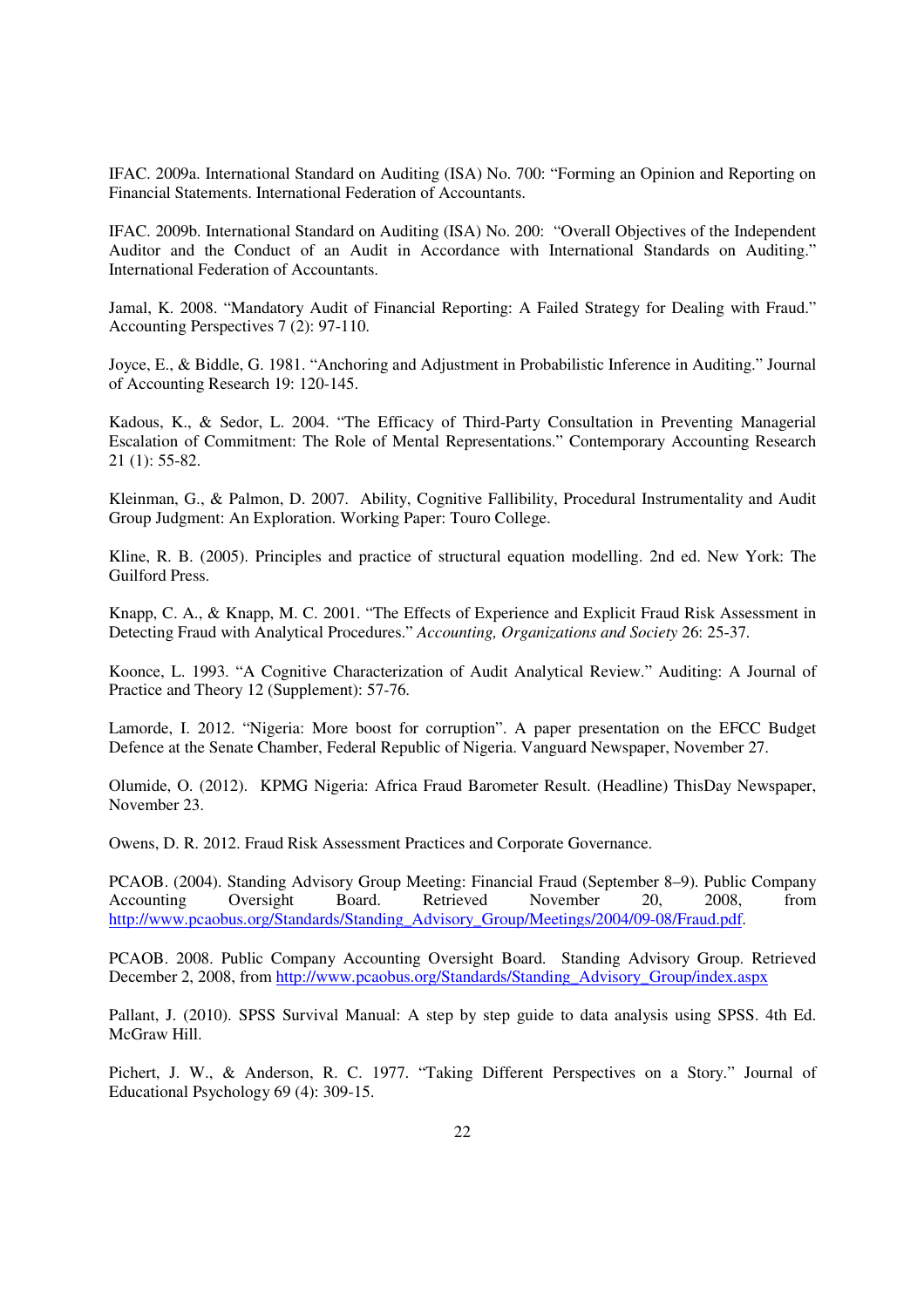IFAC. 2009a. International Standard on Auditing (ISA) No. 700: "Forming an Opinion and Reporting on Financial Statements. International Federation of Accountants.

IFAC. 2009b. International Standard on Auditing (ISA) No. 200: "Overall Objectives of the Independent Auditor and the Conduct of an Audit in Accordance with International Standards on Auditing." International Federation of Accountants.

Jamal, K. 2008. "Mandatory Audit of Financial Reporting: A Failed Strategy for Dealing with Fraud." Accounting Perspectives 7 (2): 97-110.

Joyce, E., & Biddle, G. 1981. "Anchoring and Adjustment in Probabilistic Inference in Auditing." Journal of Accounting Research 19: 120-145.

Kadous, K., & Sedor, L. 2004. "The Efficacy of Third-Party Consultation in Preventing Managerial Escalation of Commitment: The Role of Mental Representations." Contemporary Accounting Research 21 (1): 55-82.

Kleinman, G., & Palmon, D. 2007. Ability, Cognitive Fallibility, Procedural Instrumentality and Audit Group Judgment: An Exploration. Working Paper: Touro College.

Kline, R. B. (2005). Principles and practice of structural equation modelling. 2nd ed. New York: The Guilford Press.

Knapp, C. A., & Knapp, M. C. 2001. "The Effects of Experience and Explicit Fraud Risk Assessment in Detecting Fraud with Analytical Procedures." *Accounting, Organizations and Society* 26: 25-37.

Koonce, L. 1993. "A Cognitive Characterization of Audit Analytical Review." Auditing: A Journal of Practice and Theory 12 (Supplement): 57-76.

Lamorde, I. 2012. "Nigeria: More boost for corruption". A paper presentation on the EFCC Budget Defence at the Senate Chamber, Federal Republic of Nigeria. Vanguard Newspaper, November 27.

Olumide, O. (2012). KPMG Nigeria: Africa Fraud Barometer Result. (Headline) ThisDay Newspaper, November 23.

Owens, D. R. 2012. Fraud Risk Assessment Practices and Corporate Governance.

PCAOB. (2004). Standing Advisory Group Meeting: Financial Fraud (September 8–9). Public Company Accounting Oversight Board. Retrieved November 20, 2008, from http://www.pcaobus.org/Standards/Standing_Advisory_Group/Meetings/2004/09-08/Fraud.pdf.

PCAOB. 2008. Public Company Accounting Oversight Board. Standing Advisory Group. Retrieved December 2, 2008, from http://www.pcaobus.org/Standards/Standing_Advisory_Group/index.aspx

Pallant, J. (2010). SPSS Survival Manual: A step by step guide to data analysis using SPSS. 4th Ed. McGraw Hill.

Pichert, J. W., & Anderson, R. C. 1977. "Taking Different Perspectives on a Story." Journal of Educational Psychology 69 (4): 309-15.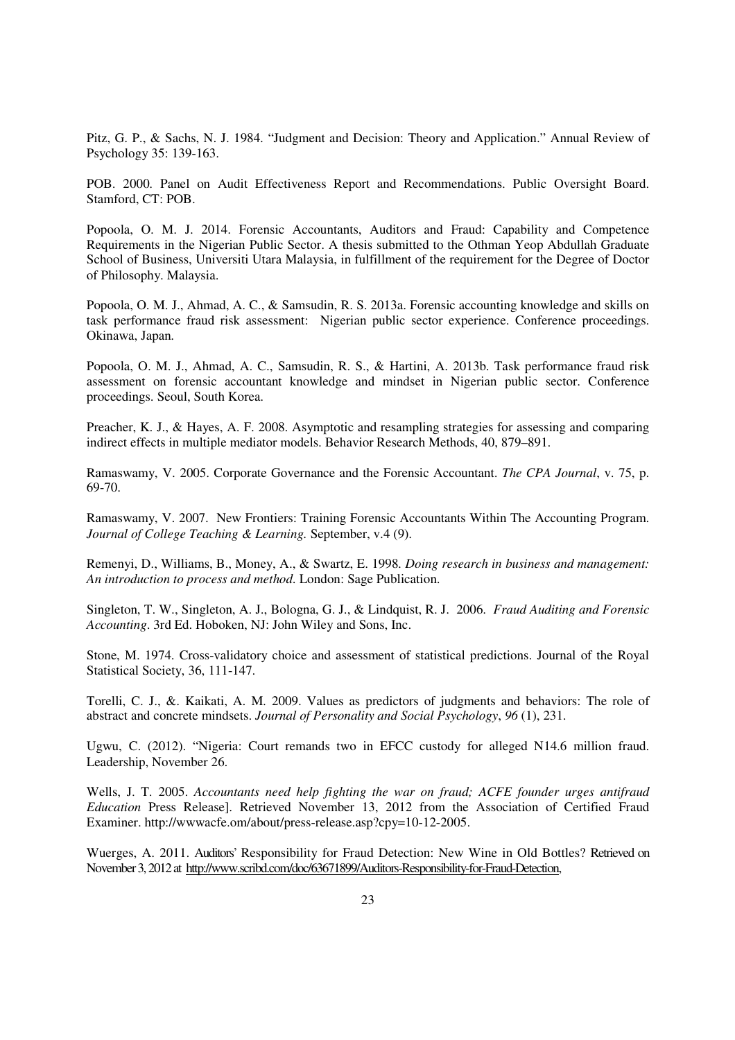Pitz, G. P., & Sachs, N. J. 1984. "Judgment and Decision: Theory and Application." Annual Review of Psychology 35: 139-163.

POB. 2000. Panel on Audit Effectiveness Report and Recommendations. Public Oversight Board. Stamford, CT: POB.

Popoola, O. M. J. 2014. Forensic Accountants, Auditors and Fraud: Capability and Competence Requirements in the Nigerian Public Sector. A thesis submitted to the Othman Yeop Abdullah Graduate School of Business, Universiti Utara Malaysia, in fulfillment of the requirement for the Degree of Doctor of Philosophy. Malaysia.

Popoola, O. M. J., Ahmad, A. C., & Samsudin, R. S. 2013a. Forensic accounting knowledge and skills on task performance fraud risk assessment: Nigerian public sector experience. Conference proceedings. Okinawa, Japan.

Popoola, O. M. J., Ahmad, A. C., Samsudin, R. S., & Hartini, A. 2013b. Task performance fraud risk assessment on forensic accountant knowledge and mindset in Nigerian public sector. Conference proceedings. Seoul, South Korea.

Preacher, K. J., & Hayes, A. F. 2008. Asymptotic and resampling strategies for assessing and comparing indirect effects in multiple mediator models. Behavior Research Methods, 40, 879–891.

Ramaswamy, V. 2005. Corporate Governance and the Forensic Accountant. *The CPA Journal*, v. 75, p. 69-70.

Ramaswamy, V. 2007. New Frontiers: Training Forensic Accountants Within The Accounting Program. *Journal of College Teaching & Learning.* September, v.4 (9).

Remenyi, D., Williams, B., Money, A., & Swartz, E. 1998. *Doing research in business and management: An introduction to process and method*. London: Sage Publication.

Singleton, T. W., Singleton, A. J., Bologna, G. J., & Lindquist, R. J. 2006. *Fraud Auditing and Forensic Accounting*. 3rd Ed. Hoboken, NJ: John Wiley and Sons, Inc.

Stone, M. 1974. Cross-validatory choice and assessment of statistical predictions. Journal of the Royal Statistical Society, 36, 111-147.

Torelli, C. J., &. Kaikati, A. M. 2009. Values as predictors of judgments and behaviors: The role of abstract and concrete mindsets. *Journal of Personality and Social Psychology*, *96* (1), 231.

Ugwu, C. (2012). "Nigeria: Court remands two in EFCC custody for alleged N14.6 million fraud. Leadership, November 26.

Wells, J. T. 2005. *Accountants need help fighting the war on fraud; ACFE founder urges antifraud Education* Press Release]. Retrieved November 13, 2012 from the Association of Certified Fraud Examiner. http://wwwacfe.om/about/press-release.asp?cpy=10-12-2005.

Wuerges, A. 2011. Auditors' Responsibility for Fraud Detection: New Wine in Old Bottles? Retrieved on November 3, 2012 at http://www.scribd.com/doc/63671899/Auditors-Responsibility-for-Fraud-Detection,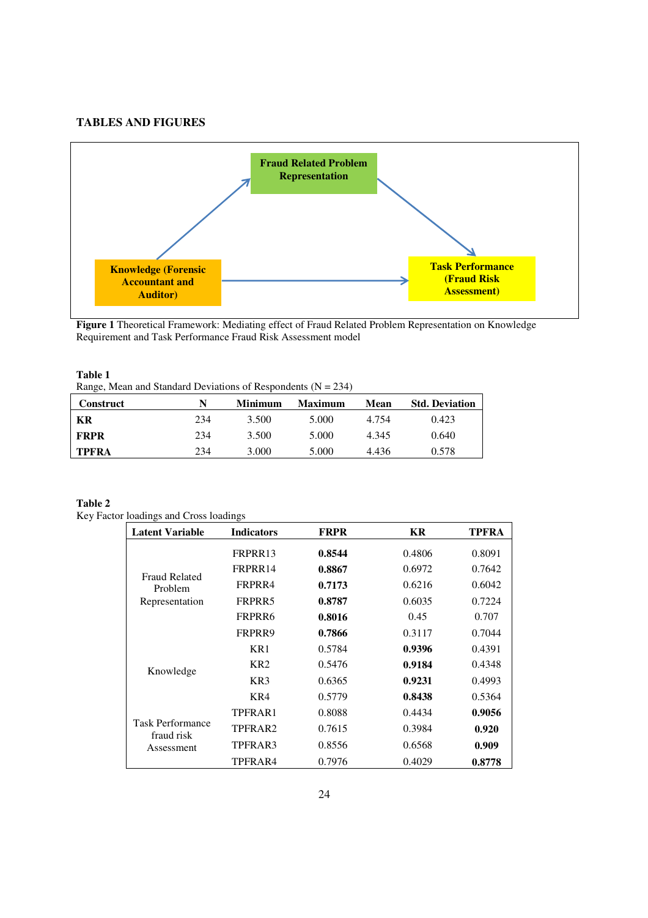**TABLES AND FIGURES**

Fraud Related Problem Representation

Knowledge (Forensic Accountant and Auditor)

Task Performance (Fraud Risk Assessment)

**Figure 1** Theoretical Framework: Mediating effect of Fraud Related Problem Representation on Knowledge Requirement and Task Performance Fraud Risk Assessment model

**Table 1**
Range, Mean and Standard Deviations of Respondents (N = 234)

| Construct | N | Minimum | Maximum | Mean | Std. Deviation |
|---|---|---|---|---|---|
| **KR** | 234 | 3.500 | 5.000 | 4.754 | 0.423 |
| **FRPR** | 234 | 3.500 | 5.000 | 4.345 | 0.640 |
| **TPFRA** | 234 | 3.000 | 5.000 | 4.436 | 0.578 |

**Table 2**
Key Factor loadings and Cross loadings

| Latent Variable | Indicators | FRPR | KR | TPFRA |
|---|---|---|---|---|
| Fraud Related Problem Representation | FRPRR13 | **0.8544** | 0.4806 | 0.8091 |
| | FRPRR14 | **0.8867** | 0.6972 | 0.7642 |
| | FRPRR4 | **0.7173** | 0.6216 | 0.6042 |
| | FRPRR5 | **0.8787** | 0.6035 | 0.7224 |
| | FRPRR6 | **0.8016** | 0.45 | 0.707 |
| | FRPRR9 | **0.7866** | 0.3117 | 0.7044 |
| Knowledge | KR1 | 0.5784 | **0.9396** | 0.4391 |
| | KR2 | 0.5476 | **0.9184** | 0.4348 |
| | KR3 | 0.6365 | **0.9231** | 0.4993 |
| | KR4 | 0.5779 | **0.8438** | 0.5364 |
| Task Performance fraud risk Assessment | TPFRAR1 | 0.8088 | 0.4434 | **0.9056** |
| | TPFRAR2 | 0.7615 | 0.3984 | **0.920** |
| | TPFRAR3 | 0.8556 | 0.6568 | **0.909** |
| | TPFRAR4 | 0.7976 | 0.4029 | **0.8778** |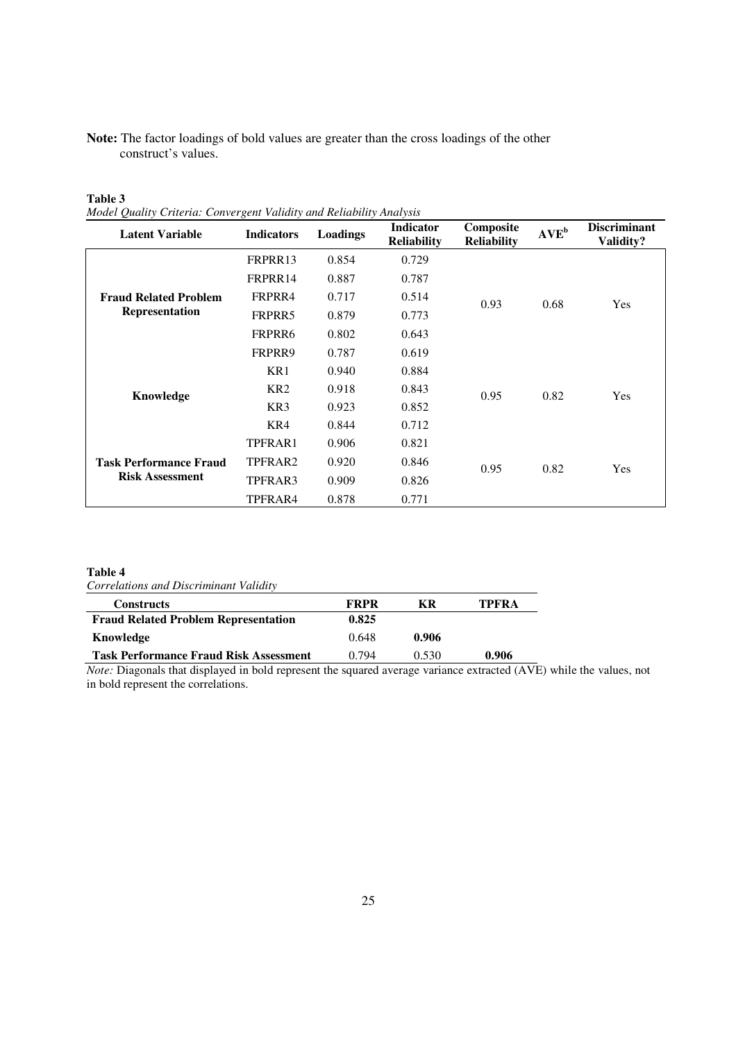**Note:** The factor loadings of bold values are greater than the cross loadings of the other construct's values.

**Table 3**

*Model Quality Criteria: Convergent Validity and Reliability Analysis*

| Latent Variable | Indicators | Loadings | Indicator Reliability | Composite Reliability | AVE[b] | Discriminant Validity? |
|---|---|---|---|---|---|---|
| **Fraud Related Problem Representation** | FRPRR13 | 0.854 | 0.729 | 0.93 | 0.68 | Yes |
| | FRPRR14 | 0.887 | 0.787 | | | |
| | FRPRR4 | 0.717 | 0.514 | | | |
| | FRPRR5 | 0.879 | 0.773 | | | |
| | FRPRR6 | 0.802 | 0.643 | | | |
| | FRPRR9 | 0.787 | 0.619 | | | |
| **Knowledge** | KR1 | 0.940 | 0.884 | 0.95 | 0.82 | Yes |
| | KR2 | 0.918 | 0.843 | | | |
| | KR3 | 0.923 | 0.852 | | | |
| | KR4 | 0.844 | 0.712 | | | |
| **Task Performance Fraud Risk Assessment** | TPFRAR1 | 0.906 | 0.821 | 0.95 | 0.82 | Yes |
| | TPFRAR2 | 0.920 | 0.846 | | | |
| | TPFRAR3 | 0.909 | 0.826 | | | |
| | TPFRAR4 | 0.878 | 0.771 | | | |

**Table 4**

*Correlations and Discriminant Validity*

| Constructs | FRPR | KR | TPFRA |
|---|---|---|---|
| **Fraud Related Problem Representation** | **0.825** | | |
| **Knowledge** | 0.648 | **0.906** | |
| **Task Performance Fraud Risk Assessment** | 0.794 | 0.530 | **0.906** |

*Note:* Diagonals that displayed in bold represent the squared average variance extracted (AVE) while the values, not in bold represent the correlations.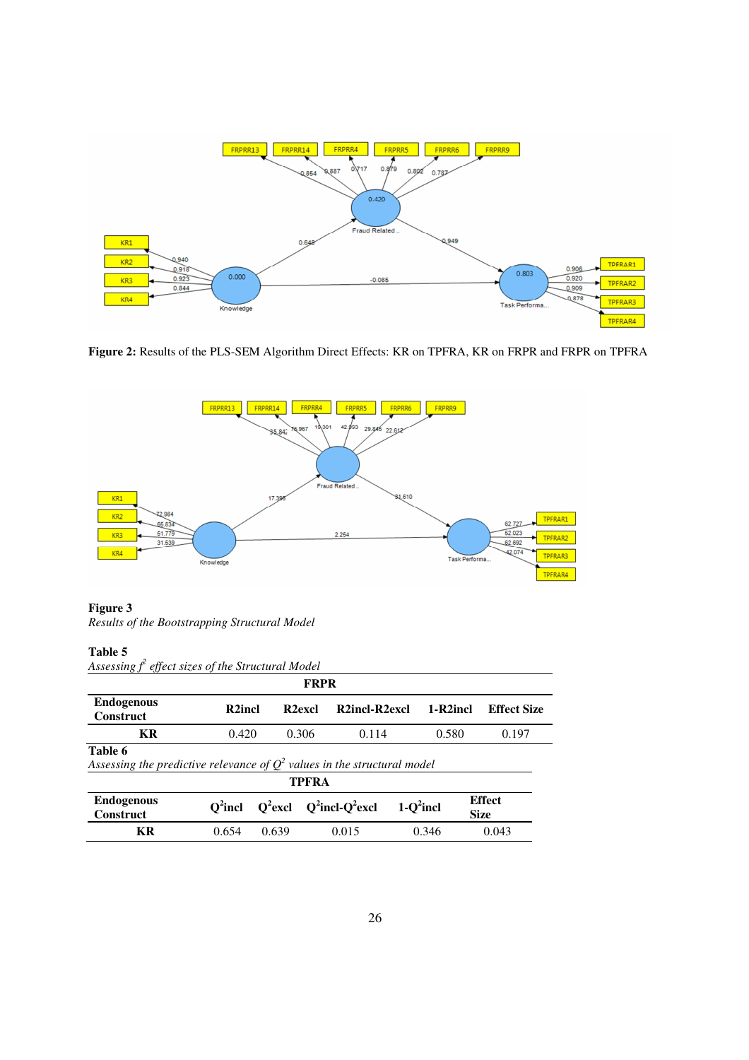FRPRR13
FRPRR14
FRPRR4
FRPRR5
FRPRR6
FRPRR9
0.854
0.887
0.717
0.879
0.802
0.787
0.420
Fraud Related ..
KR1
KR2
KR3
KR4
0.940
0.918
0.923
0.844
0.000
Knowledge
0.648
0.949
-0.085
0.803
Task Performa...
0.906
0.920
0.909
0.878
TPFRAR1
TPFRAR2
TPFRAR3
TPFRAR4

**Figure 2:** Results of the PLS-SEM Algorithm Direct Effects: KR on TPFRA, KR on FRPR and FRPR on TPFRA

FRPRR13
FRPRR14
FRPRR4
FRPRR5
FRPRR6
FRPRR9
35.842
75.967
19.301
42.893
29.845
22.612
Fraud Related ..
KR1
KR2
KR3
KR4
72.984
65.834
61.779
31.539
Knowledge
17.395
31.610
2.254
Task Performa...
62.727
52.023
62.692
42.074
TPFRAR1
TPFRAR2
TPFRAR3
TPFRAR4

**Figure 3**

*Results of the Bootstrapping Structural Model*

**Table 5**

*Assessing $f^2$ effect sizes of the Structural Model*

| | FRPR | | | | |
|---|---|---|---|---|---|
| **Endogenous Construct** | **R2incl** | **R2excl** | **R2incl-R2excl** | **1-R2incl** | **Effect Size** |
| **KR** | 0.420 | 0.306 | 0.114 | 0.580 | 0.197 |

**Table 6**

*Assessing the predictive relevance of $Q^2$ values in the structural model*

| | TPFRA | | | | |
|---|---|---|---|---|---|
| **Endogenous Construct** | **$Q^2$incl** | **$Q^2$excl** | **$Q^2$incl-$Q^2$excl** | **1-$Q^2$incl** | **Effect Size** |
| **KR** | 0.654 | 0.639 | 0.015 | 0.346 | 0.043 |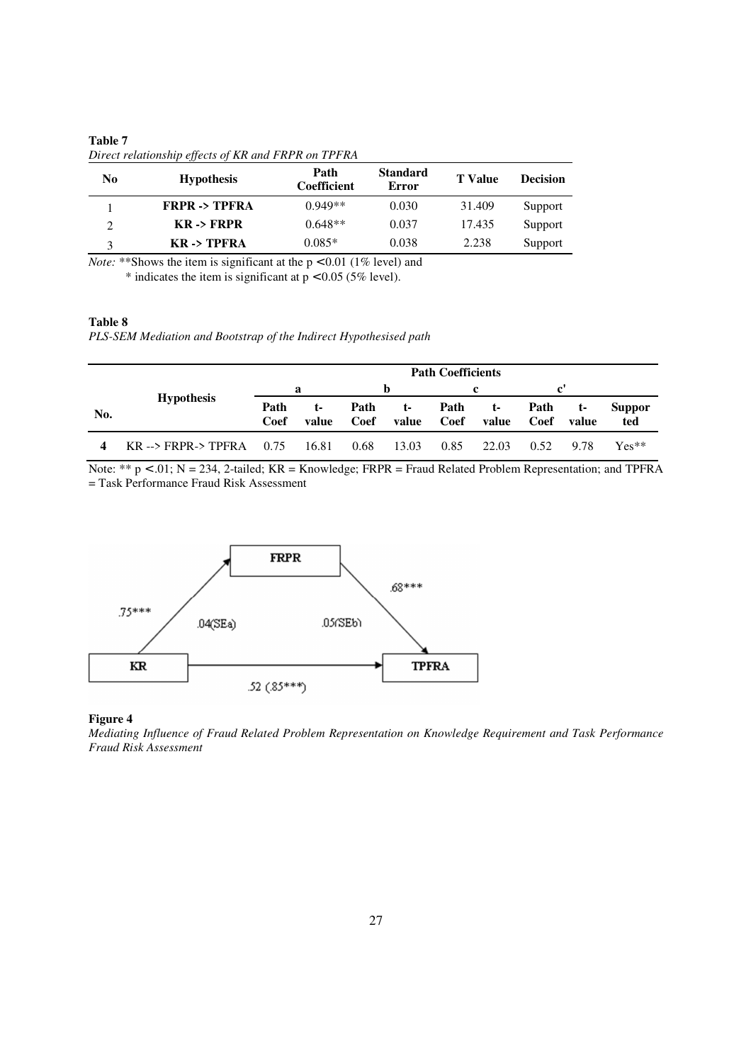**Table 7**
*Direct relationship effects of KR and FRPR on TPFRA*

| No | Hypothesis | Path Coefficient | Standard Error | T Value | Decision |
|---|---|---|---|---|---|
| 1 | **FRPR -> TPFRA** | 0.949** | 0.030 | 31.409 | Support |
| 2 | **KR -> FRPR** | 0.648** | 0.037 | 17.435 | Support |
| 3 | **KR -> TPFRA** | 0.085* | 0.038 | 2.238 | Support |

*Note:* **Shows the item is significant at the $p < 0.01$ (1% level) and
* indicates the item is significant at $p < 0.05$ (5% level).

**Table 8**
*PLS-SEM Mediation and Bootstrap of the Indirect Hypothesised path*

| No. | Hypothesis | Path Coefficients a | | b | | c | | c' | | |
|---|---|---|---|---|---|---|---|---|---|---|
| | | Path Coef | t-value | Path Coef | t-value | Path Coef | t-value | Path Coef | t-value | Supported |
| **4** | KR --> FRPR-> TPFRA | 0.75 | 16.81 | 0.68 | 13.03 | 0.85 | 22.03 | 0.52 | 9.78 | Yes** |

Note: ** $p < .01$; N = 234, 2-tailed; KR = Knowledge; FRPR = Fraud Related Problem Representation; and TPFRA = Task Performance Fraud Risk Assessment

FRPR
.75***
.04(SEa)
.05(SEb)
.68***
KR
TPFRA
.52 (.85***)

**Figure 4**
*Mediating Influence of Fraud Related Problem Representation on Knowledge Requirement and Task Performance Fraud Risk Assessment*